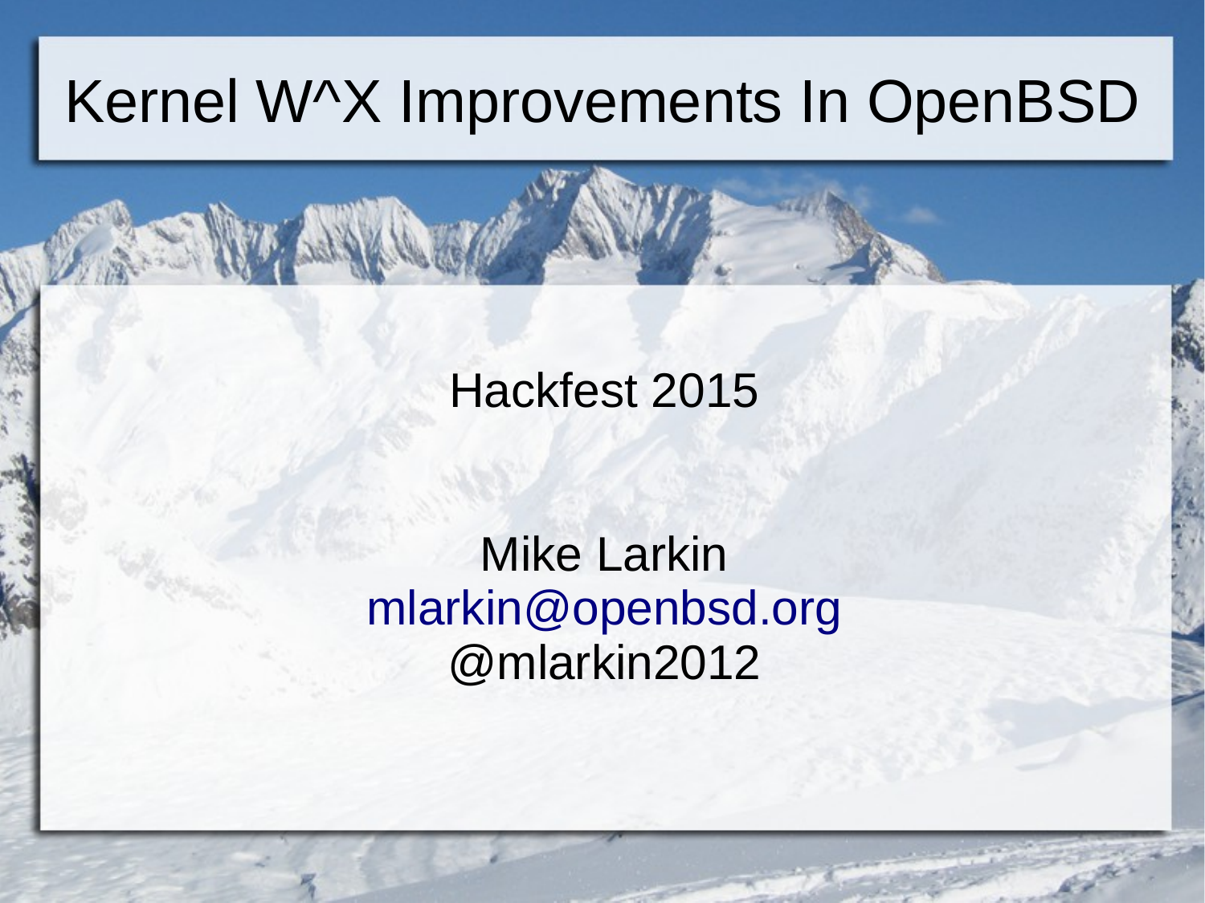# Kernel W^X Improvements In OpenBSD

Hackfest 2015

Mike Larkin
mlarkin@openbsd.org
@mlarkin2012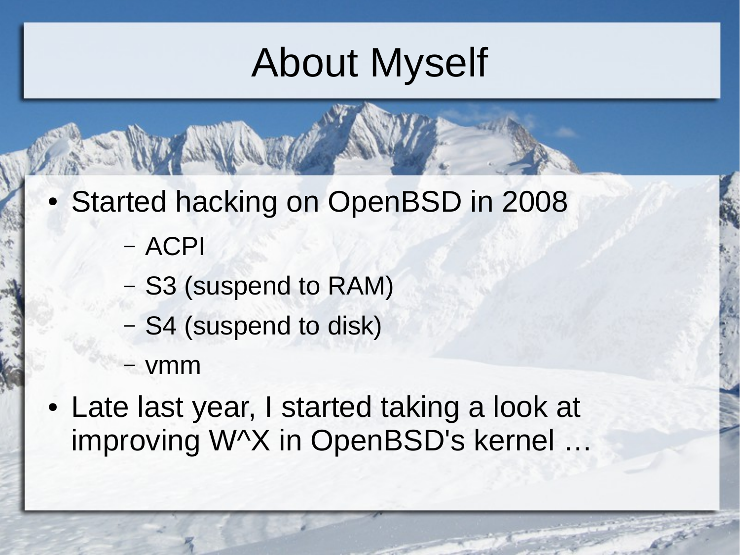# About Myself

- Started hacking on OpenBSD in 2008
  - ACPI
  - S3 (suspend to RAM)
  - S4 (suspend to disk)
  - vmm
- Late last year, I started taking a look at improving W^X in OpenBSD's kernel …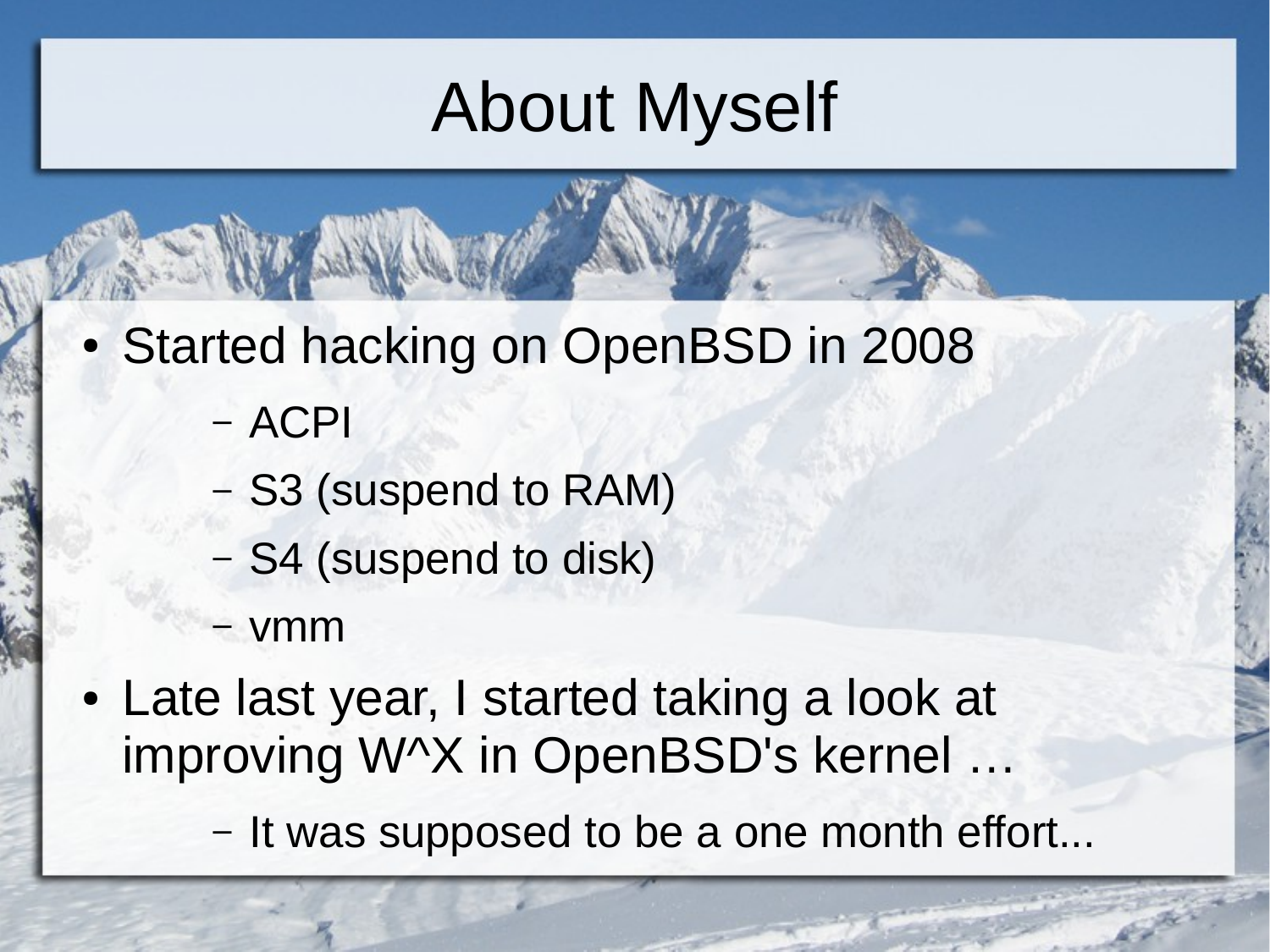# About Myself

- Started hacking on OpenBSD in 2008
  - ACPI
  - S3 (suspend to RAM)
  - S4 (suspend to disk)
  - vmm
- Late last year, I started taking a look at improving W^X in OpenBSD's kernel …
  - It was supposed to be a one month effort...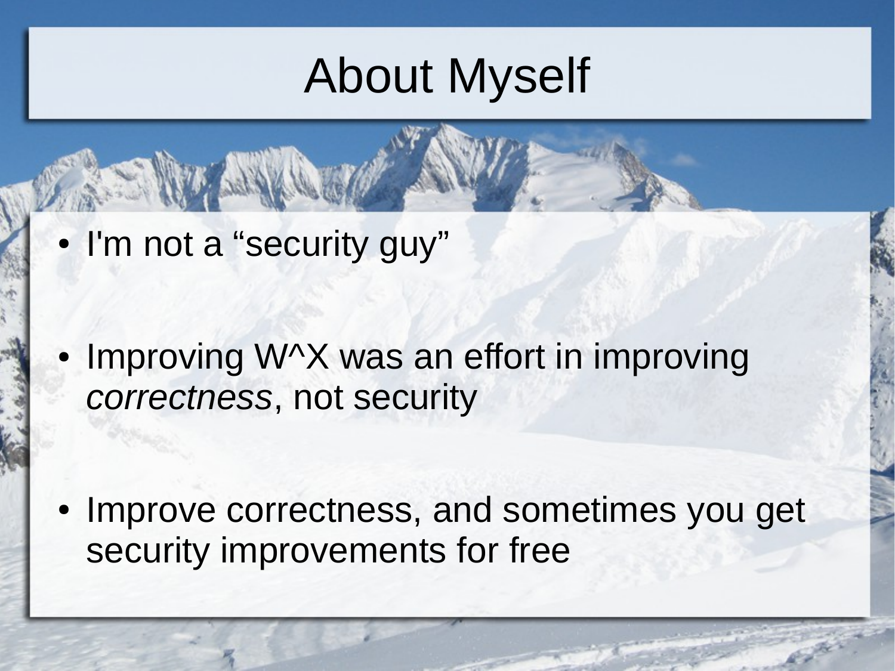# About Myself

- I'm not a “security guy”
- Improving W^X was an effort in improving *correctness*, not security
- Improve correctness, and sometimes you get security improvements for free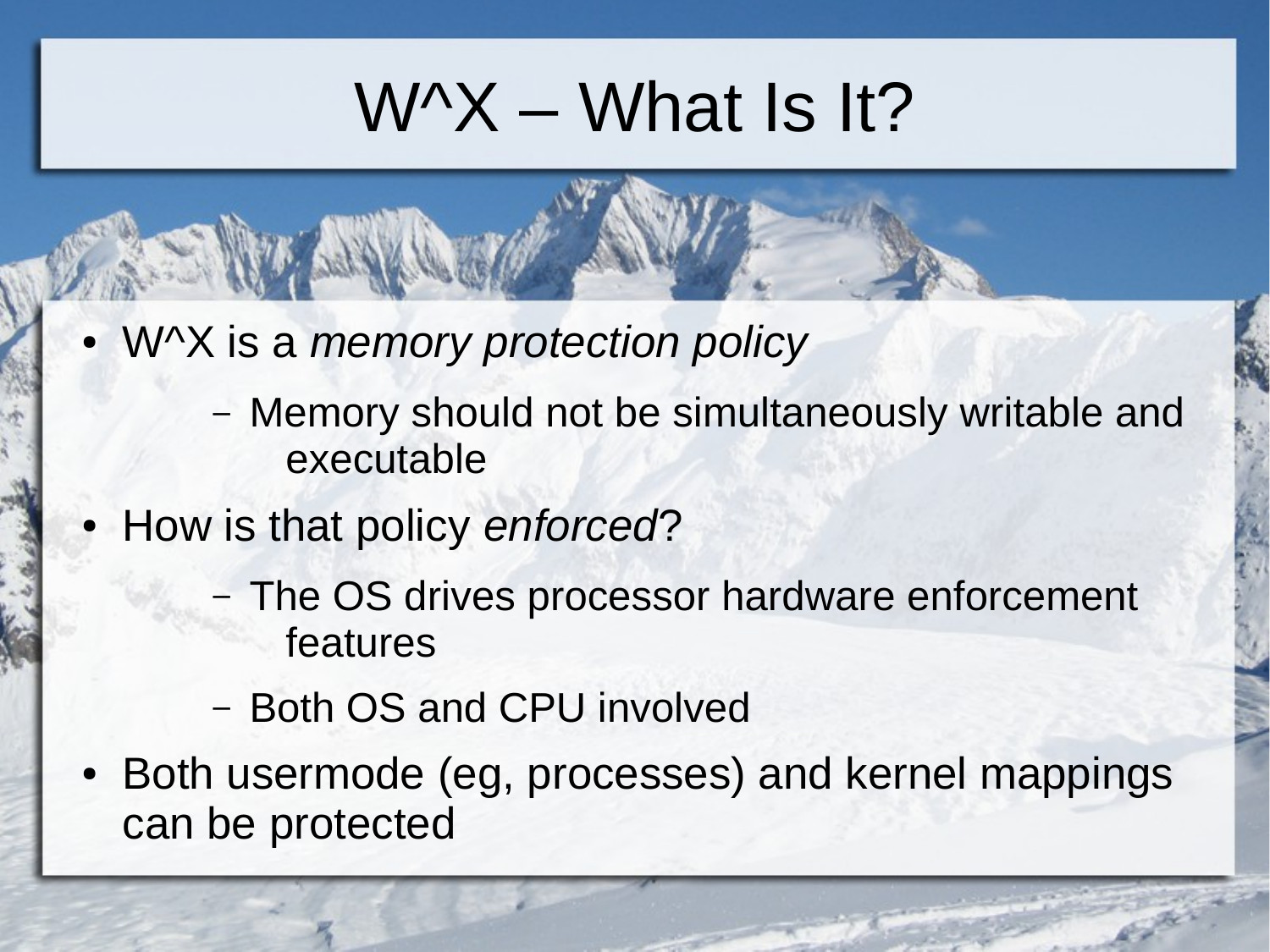# W^X – What Is It?

- W^X is a *memory protection policy*
  - Memory should not be simultaneously writable and executable
- How is that policy *enforced*?
  - The OS drives processor hardware enforcement features
  - Both OS and CPU involved
- Both usermode (eg, processes) and kernel mappings can be protected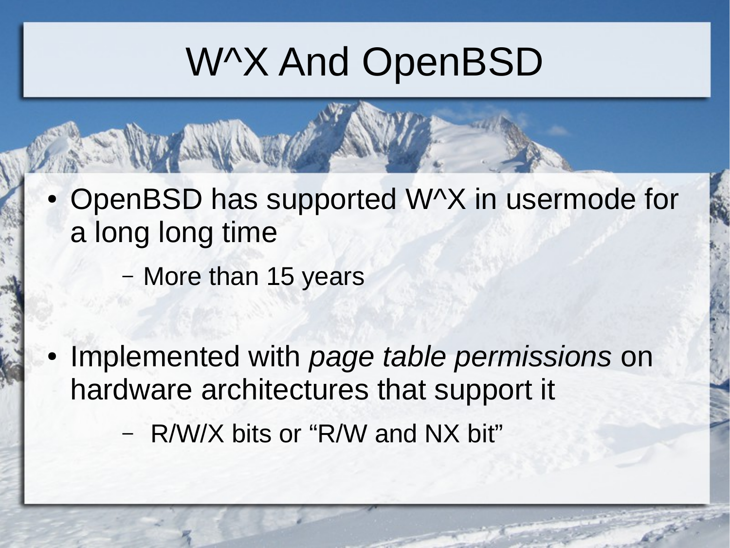# W^X And OpenBSD

- OpenBSD has supported W^X in usermode for a long long time
  - More than 15 years
- Implemented with *page table permissions* on hardware architectures that support it
  - R/W/X bits or “R/W and NX bit”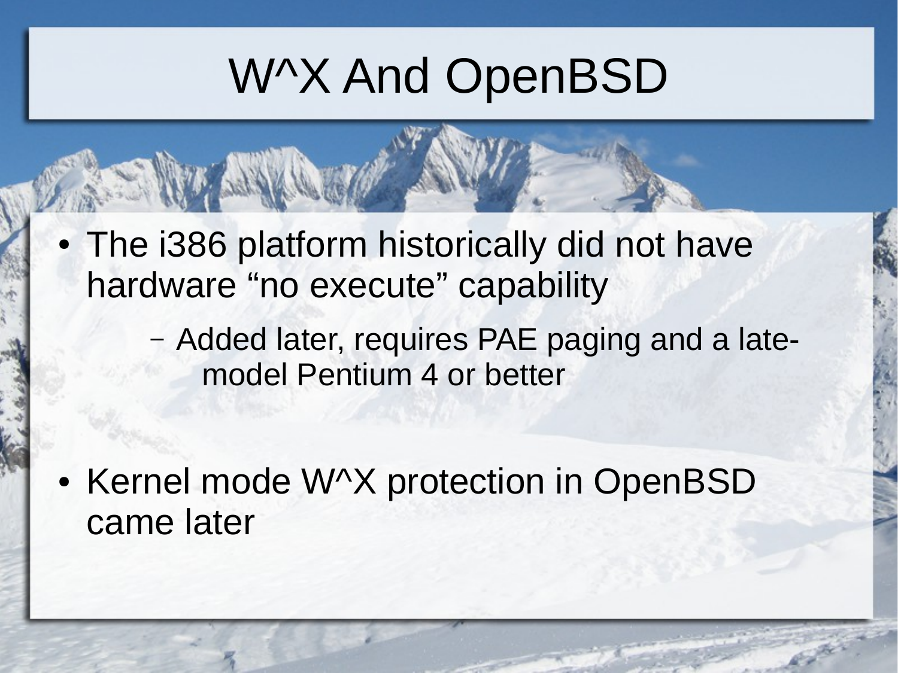# W^X And OpenBSD

- The i386 platform historically did not have hardware “no execute” capability
  - Added later, requires PAE paging and a late-model Pentium 4 or better
- Kernel mode W^X protection in OpenBSD came later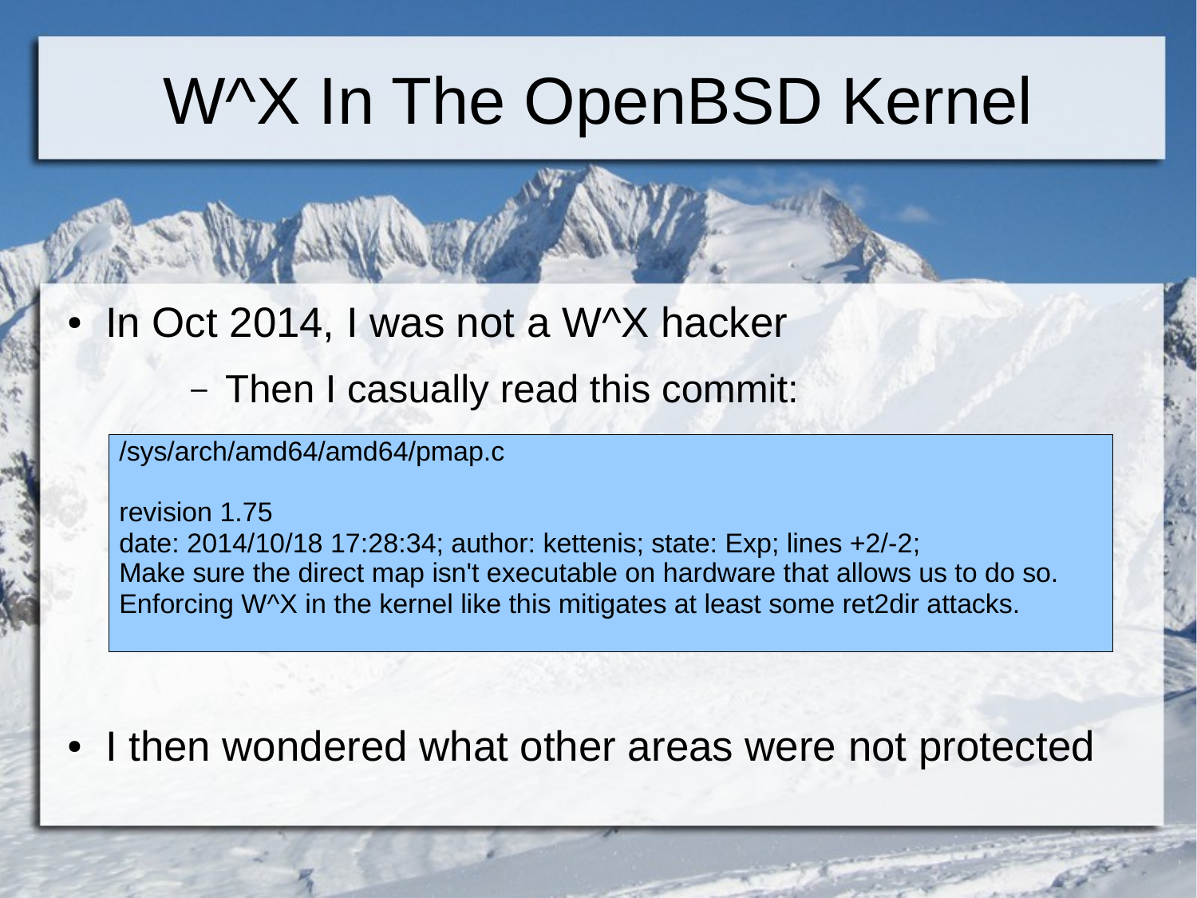# W^X In The OpenBSD Kernel

- In Oct 2014, I was not a W^X hacker
  - Then I casually read this commit:

```
/sys/arch/amd64/amd64/pmap.c

revision 1.75
date: 2014/10/18 17:28:34; author: kettenis; state: Exp; lines +2/-2;
Make sure the direct map isn't executable on hardware that allows us to do so.
Enforcing W^X in the kernel like this mitigates at least some ret2dir attacks.
```

- I then wondered what other areas were not protected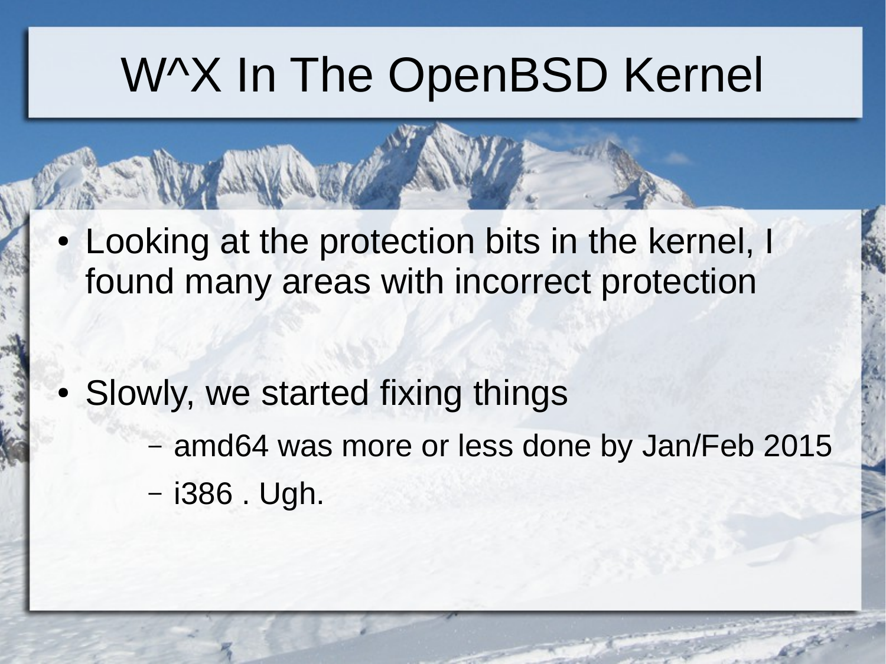# W^X In The OpenBSD Kernel

- Looking at the protection bits in the kernel, I found many areas with incorrect protection
- Slowly, we started fixing things
  - amd64 was more or less done by Jan/Feb 2015
  - i386 . Ugh.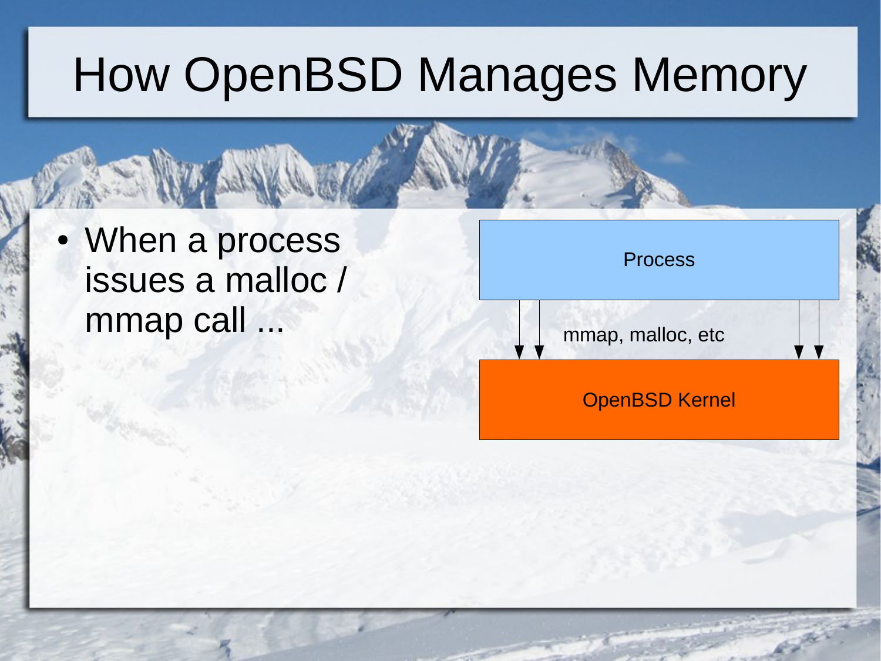# How OpenBSD Manages Memory

- When a process issues a malloc / mmap call ...

Process

mmap, malloc, etc

OpenBSD Kernel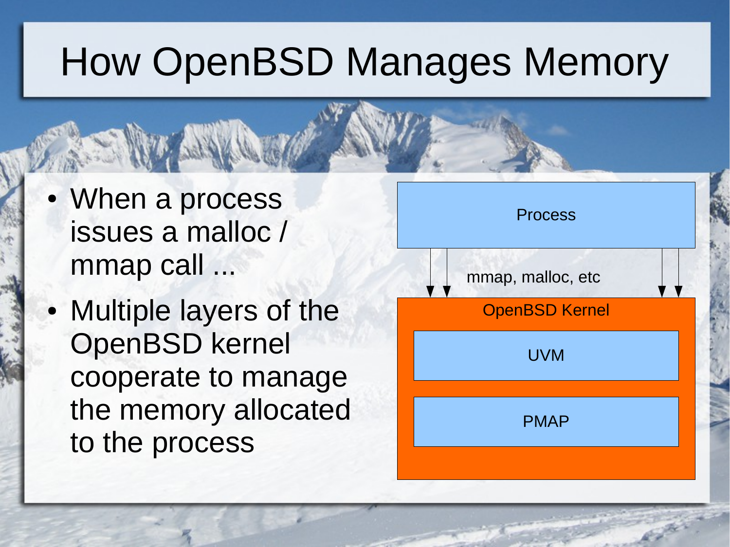# How OpenBSD Manages Memory

- When a process issues a malloc / mmap call ...
- Multiple layers of the OpenBSD kernel cooperate to manage the memory allocated to the process

Process

mmap, malloc, etc

OpenBSD Kernel

UVM

PMAP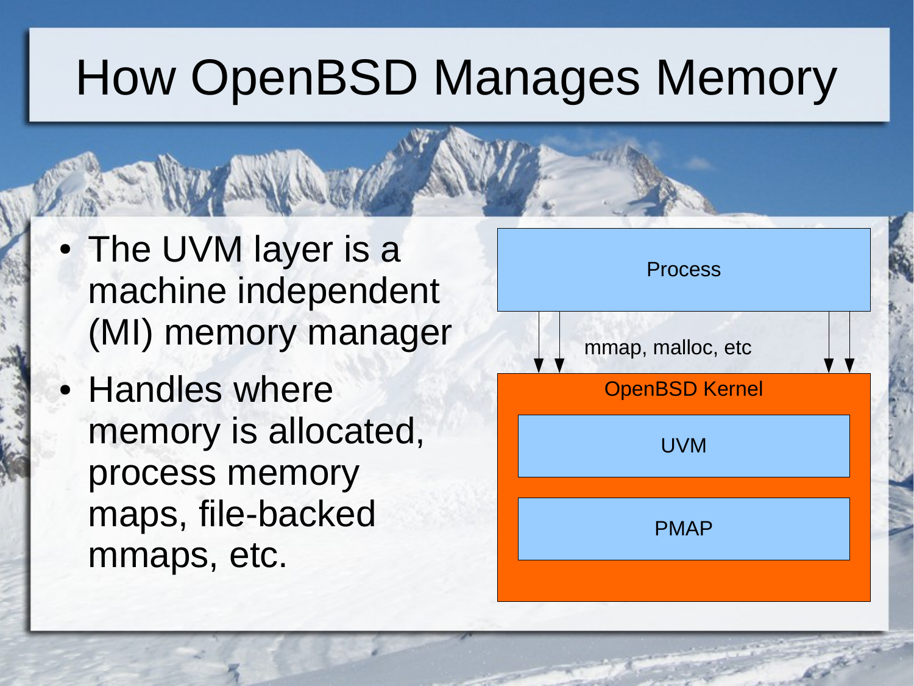# How OpenBSD Manages Memory

- The UVM layer is a machine independent (MI) memory manager
- Handles where memory is allocated, process memory maps, file-backed mmaps, etc.

Process

mmap, malloc, etc

OpenBSD Kernel

UVM

PMAP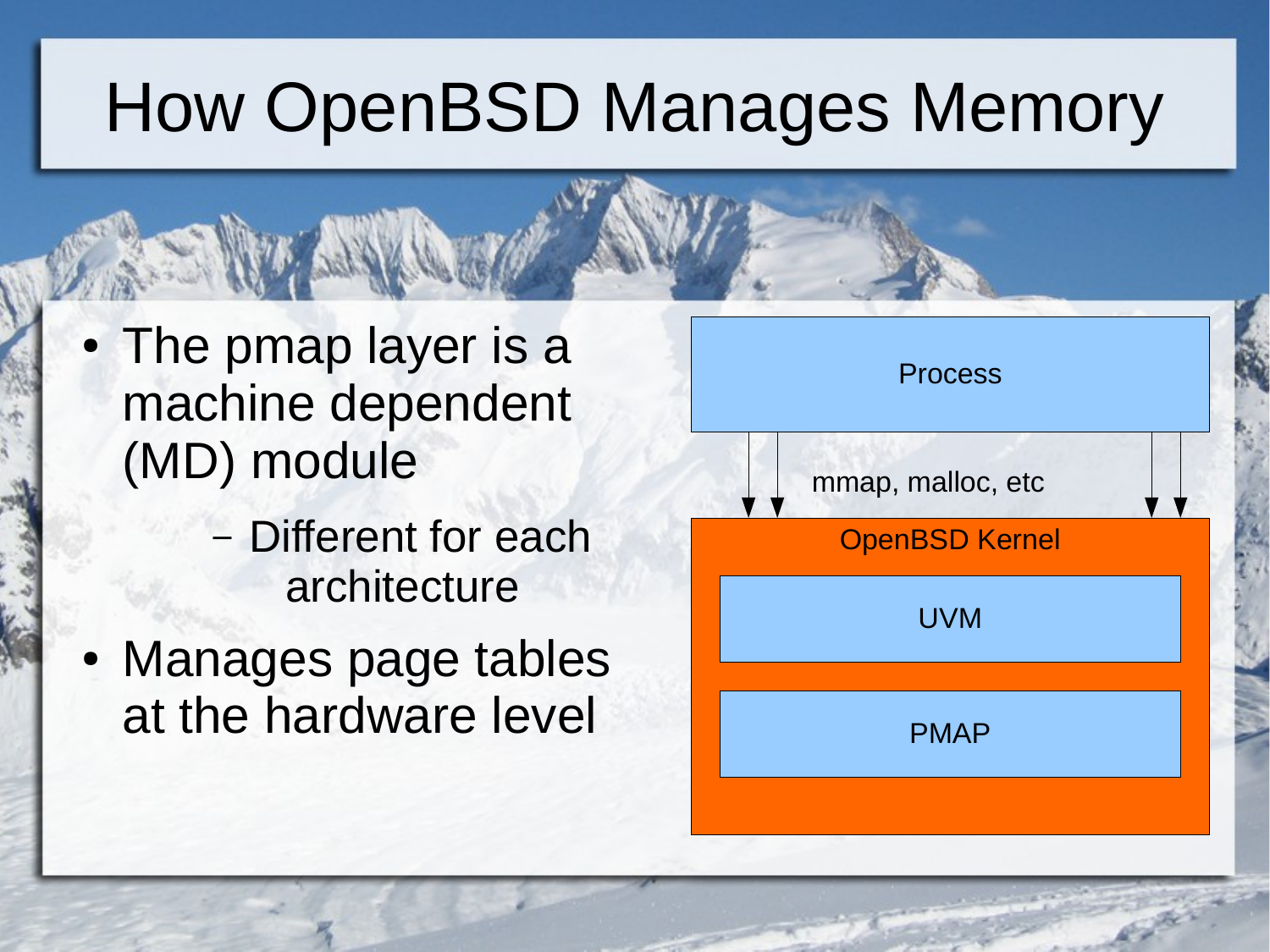# How OpenBSD Manages Memory

- The pmap layer is a machine dependent (MD) module
  - Different for each architecture
- Manages page tables at the hardware level

Process

mmap, malloc, etc

OpenBSD Kernel

UVM

PMAP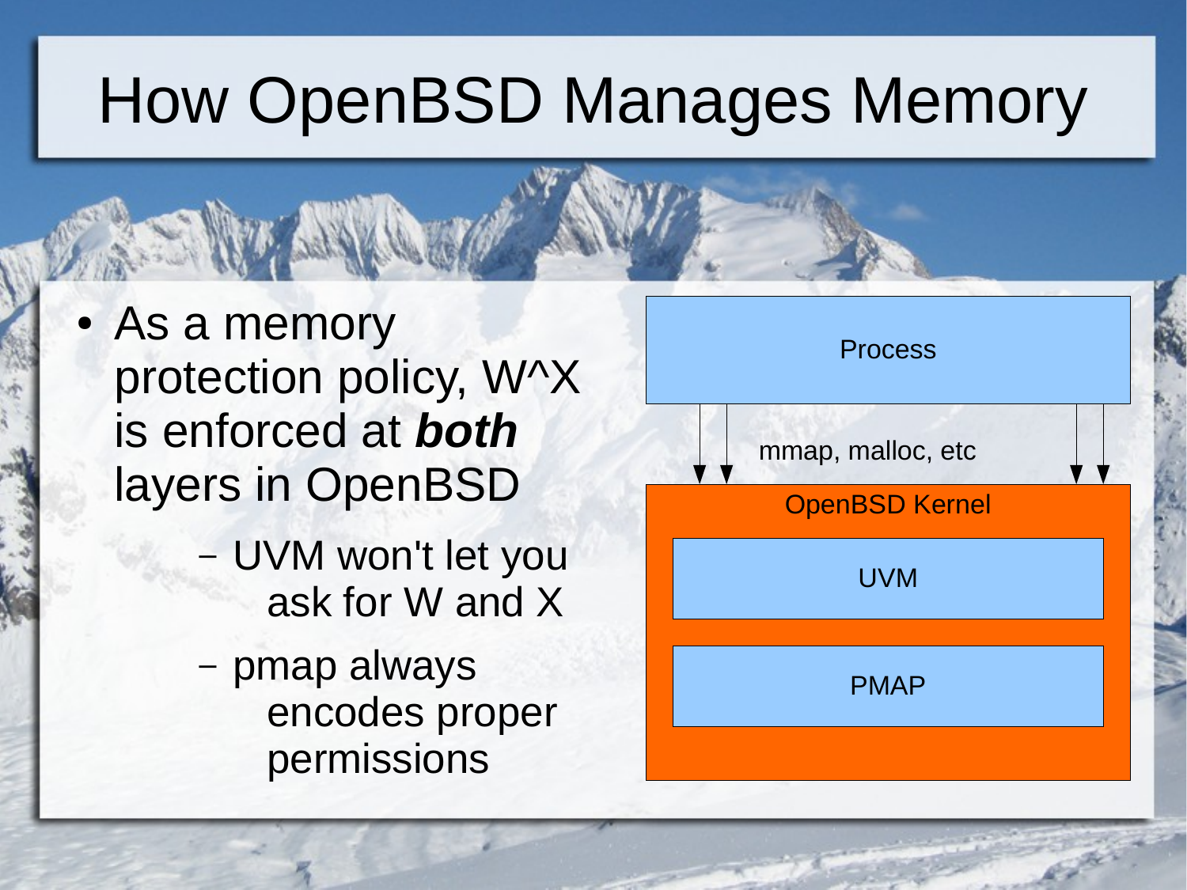# How OpenBSD Manages Memory

- As a memory protection policy, W^X is enforced at ***both*** layers in OpenBSD
  - UVM won't let you ask for W and X
  - pmap always encodes proper permissions

Process

mmap, malloc, etc

OpenBSD Kernel

UVM

PMAP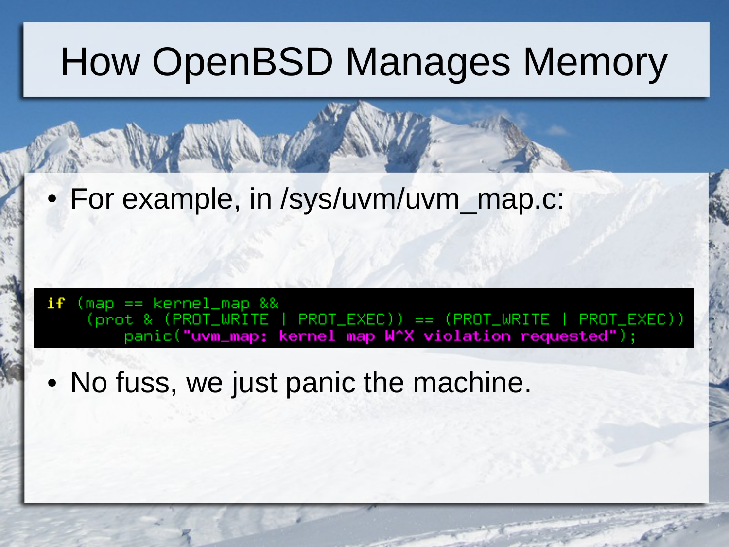# How OpenBSD Manages Memory

- For example, in /sys/uvm/uvm_map.c:

```
if (map == kernel_map &&
    (prot & (PROT_WRITE | PROT_EXEC)) == (PROT_WRITE | PROT_EXEC))
        panic("uvm_map: kernel map W^X violation requested");
```

- No fuss, we just panic the machine.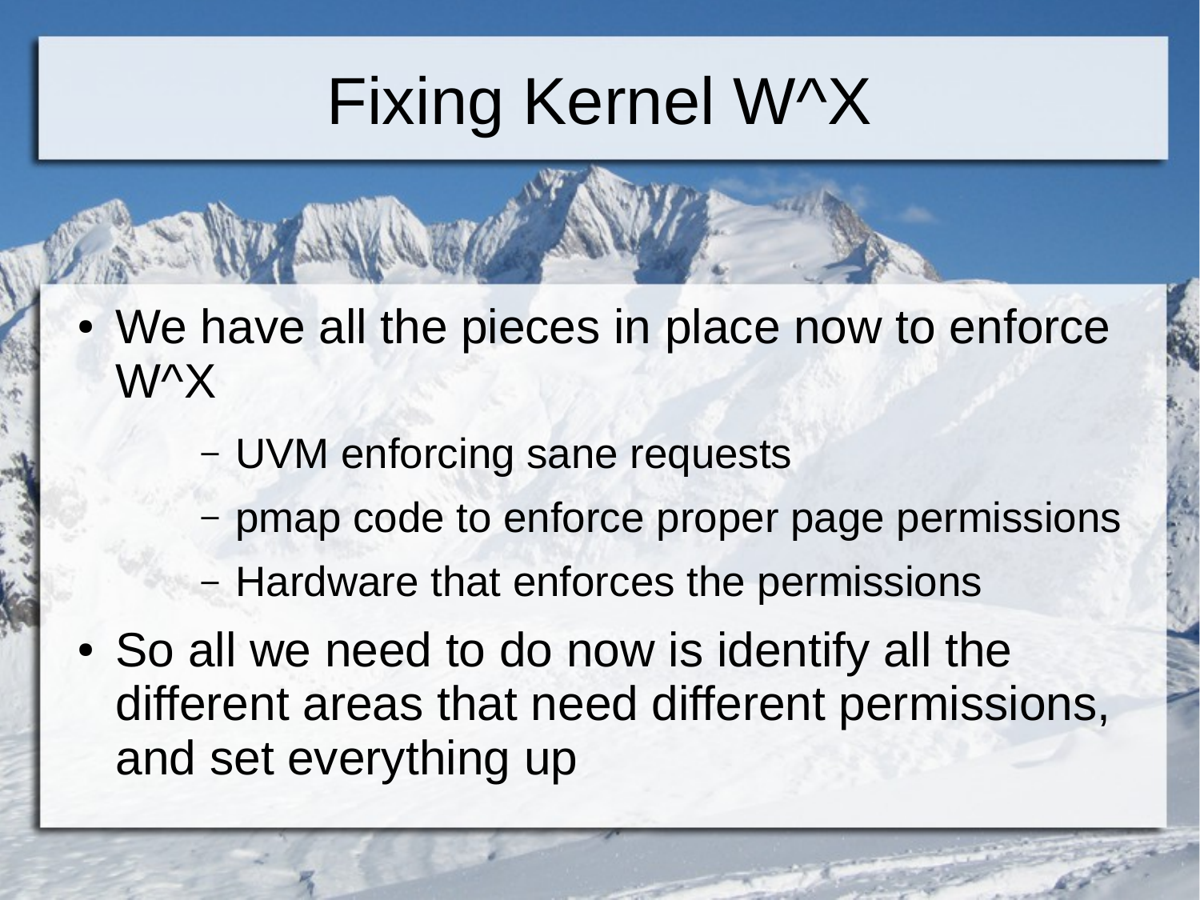# Fixing Kernel W^X

- We have all the pieces in place now to enforce W^X
  - UVM enforcing sane requests
  - pmap code to enforce proper page permissions
  - Hardware that enforces the permissions
- So all we need to do now is identify all the different areas that need different permissions, and set everything up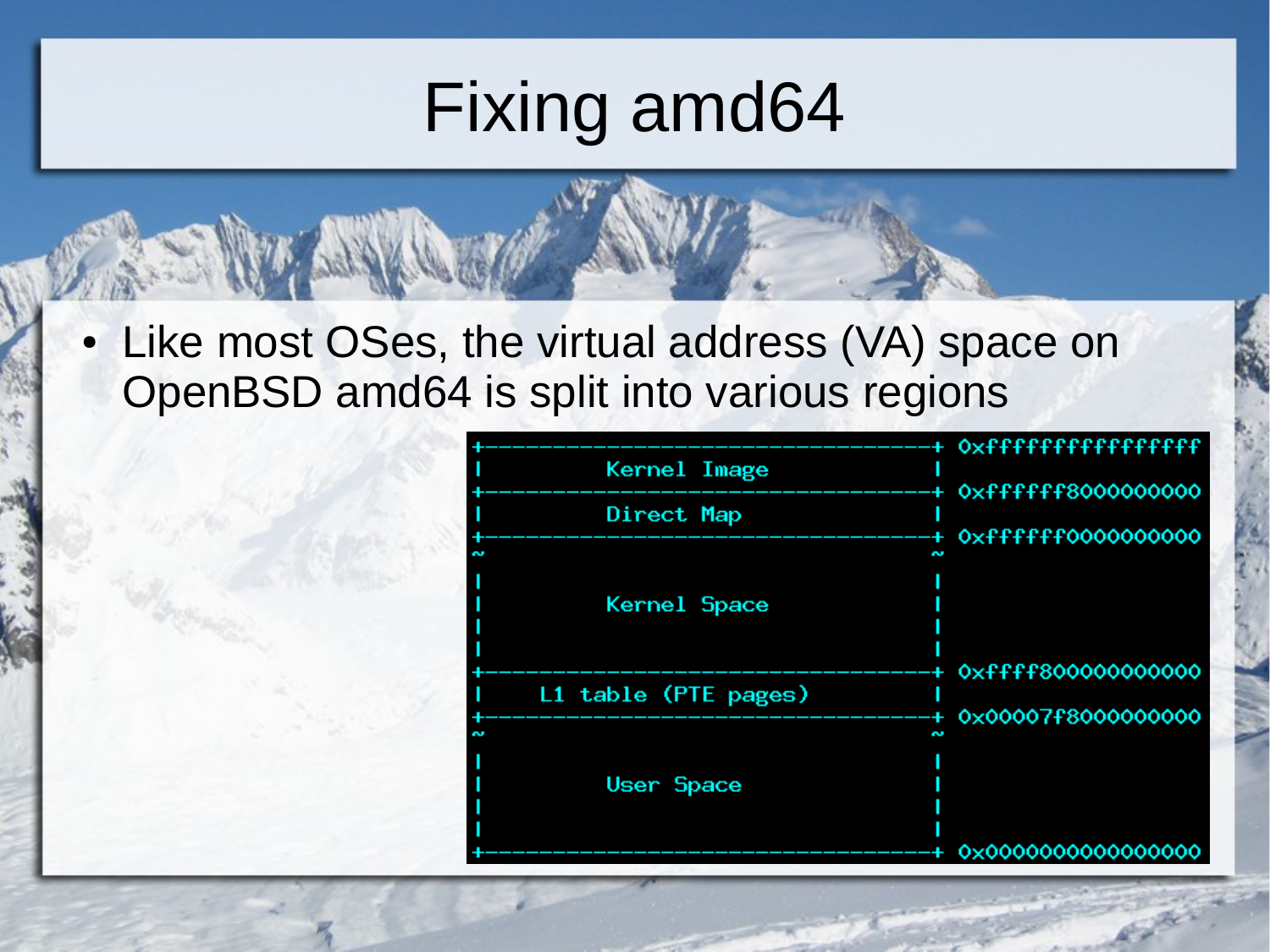# Fixing amd64

- Like most OSes, the virtual address (VA) space on OpenBSD amd64 is split into various regions

```
+----------------------------------+ 0xffffffffffffffff
|          Kernel Image            |
+----------------------------------+ 0xffffff8000000000
|          Direct Map              |
+----------------------------------+ 0xffffff0000000000
~                                  ~
|                                  |
|          Kernel Space            |
|                                  |
|                                  |
+----------------------------------+ 0xffff800000000000
|      L1 table (PTE pages)        |
+----------------------------------+ 0x00007f8000000000
~                                  ~
|                                  |
|          User Space              |
|                                  |
|                                  |
+----------------------------------+ 0x0000000000000000
```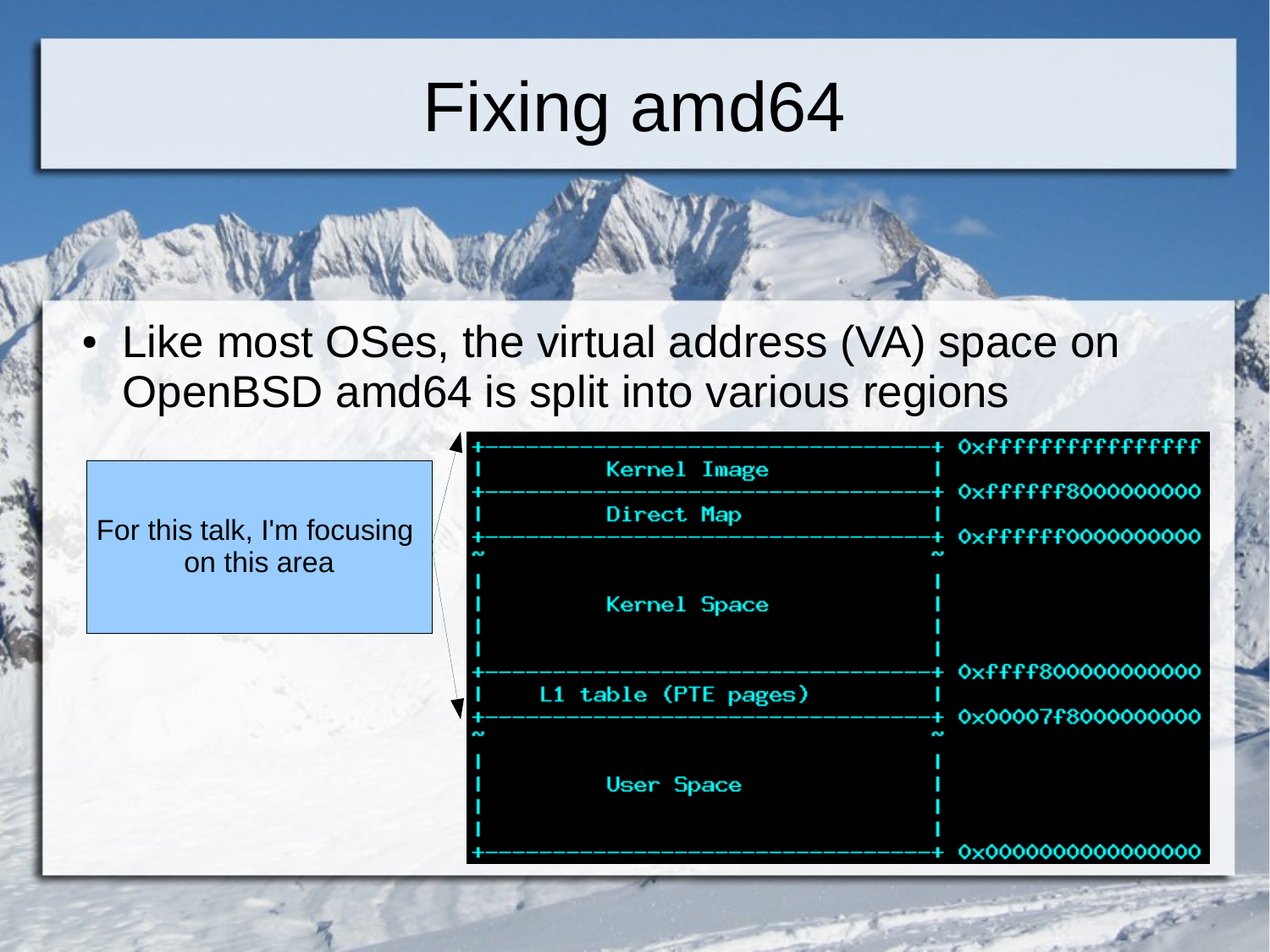# Fixing amd64

- Like most OSes, the virtual address (VA) space on OpenBSD amd64 is split into various regions

For this talk, I'm focusing on this area

```
+---------------------------------+ 0xffffffffffffffff
|          Kernel Image           |
+---------------------------------+ 0xffffff8000000000
|          Direct Map             |
+---------------------------------+ 0xffffff0000000000
~                                 ~
|                                 |
|          Kernel Space           |
|                                 |
|                                 |
+---------------------------------+ 0xffff800000000000
|      L1 table (PTE pages)       |
+---------------------------------+ 0x00007f8000000000
~                                 ~
|                                 |
|          User Space             |
|                                 |
|                                 |
+---------------------------------+ 0x0000000000000000
```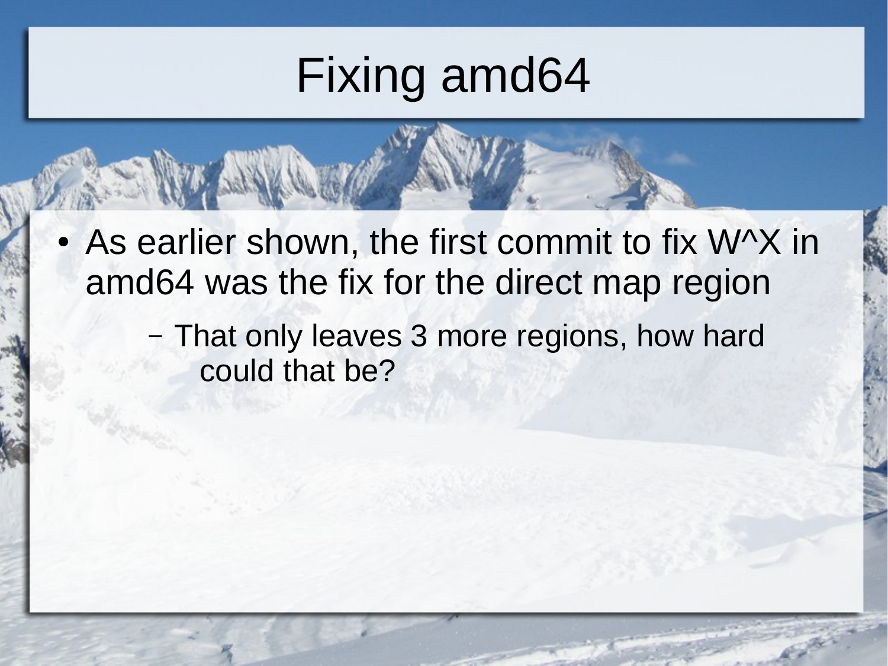# Fixing amd64

- As earlier shown, the first commit to fix W^X in amd64 was the fix for the direct map region
  - That only leaves 3 more regions, how hard could that be?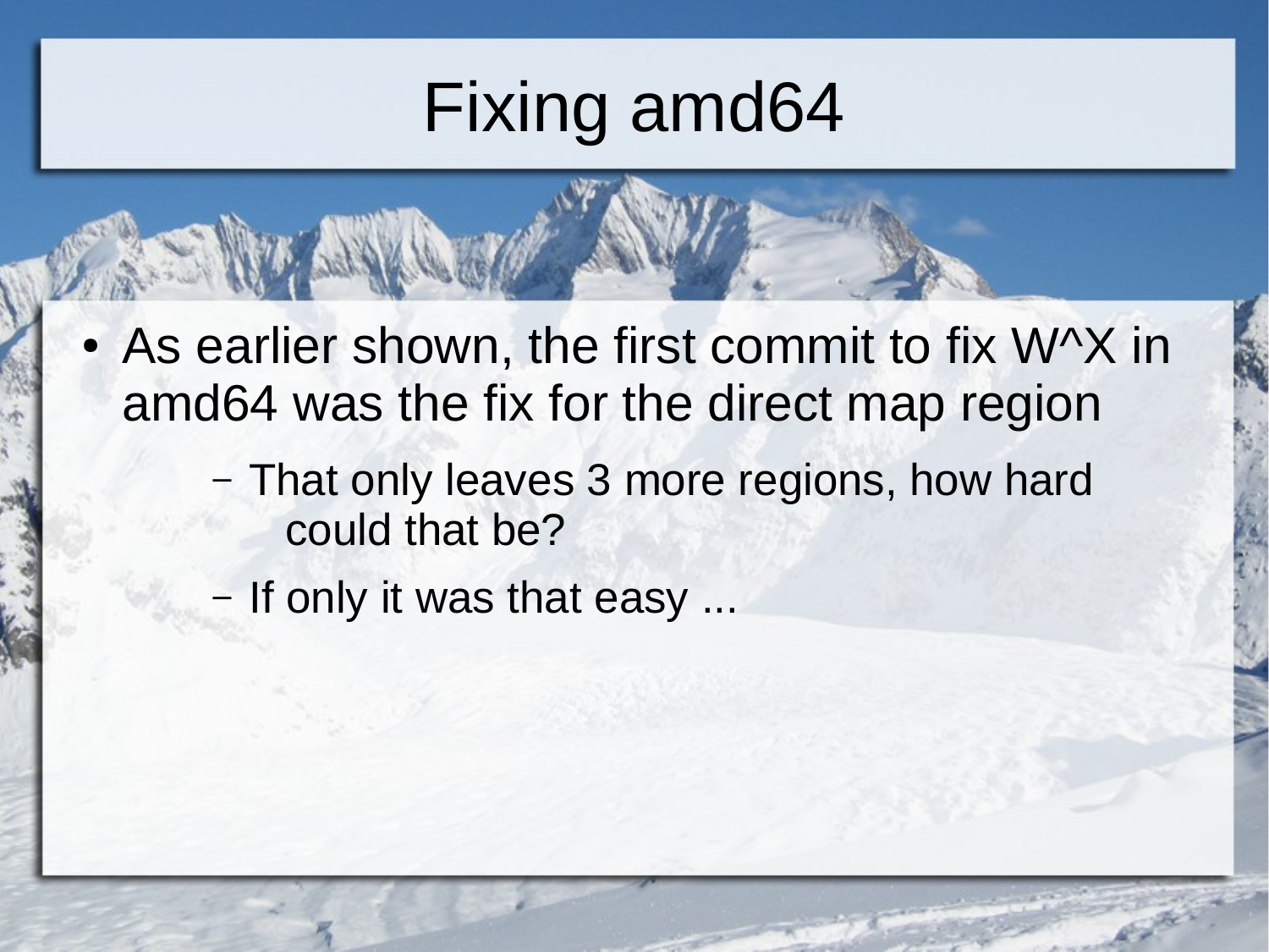# Fixing amd64

- As earlier shown, the first commit to fix W^X in amd64 was the fix for the direct map region
  - That only leaves 3 more regions, how hard could that be?
  - If only it was that easy ...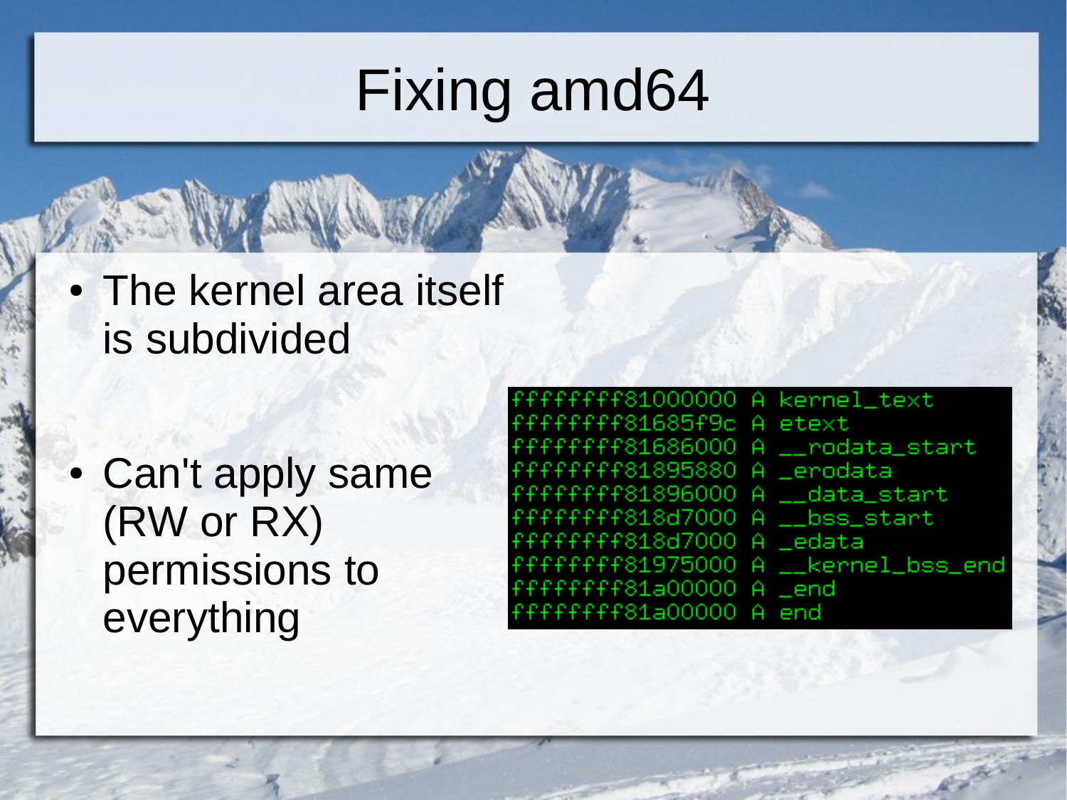# Fixing amd64

- The kernel area itself is subdivided
- Can't apply same (RW or RX) permissions to everything

```
ffffffff81000000 A kernel_text
ffffffff81685f9c A etext
ffffffff81686000 A __rodata_start
ffffffff81895880 A _erodata
ffffffff81896000 A __data_start
ffffffff818d7000 A __bss_start
ffffffff818d7000 A _edata
ffffffff81975000 A __kernel_bss_end
ffffffff81a00000 A _end
ffffffff81a00000 A end
```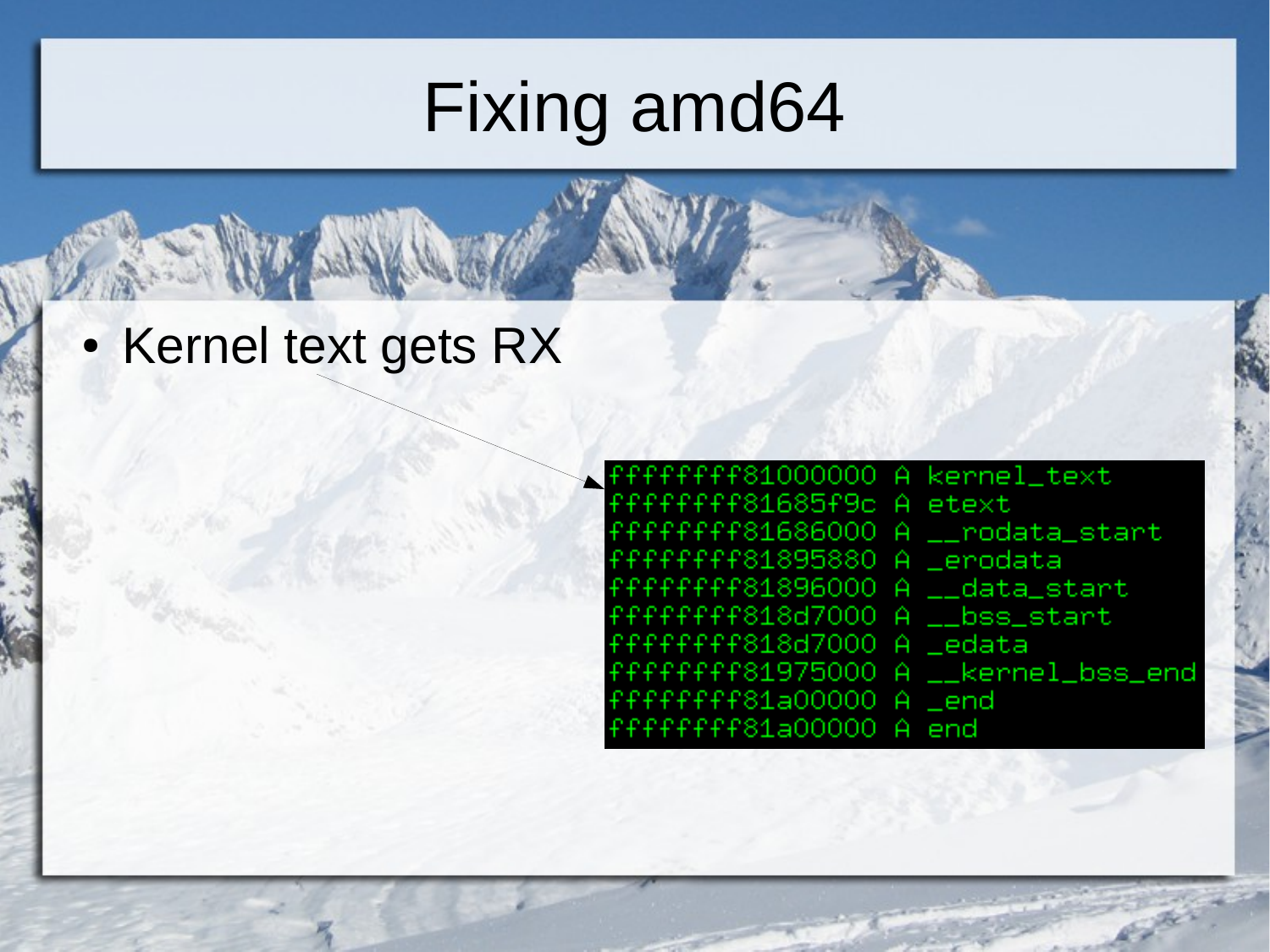# Fixing amd64

- Kernel text gets RX

```
ffffffff81000000 A kernel_text
ffffffff81685f9c A etext
ffffffff81686000 A __rodata_start
ffffffff81895880 A _erodata
ffffffff81896000 A __data_start
ffffffff818d7000 A __bss_start
ffffffff818d7000 A _edata
ffffffff81975000 A __kernel_bss_end
ffffffff81a00000 A _end
ffffffff81a00000 A end
```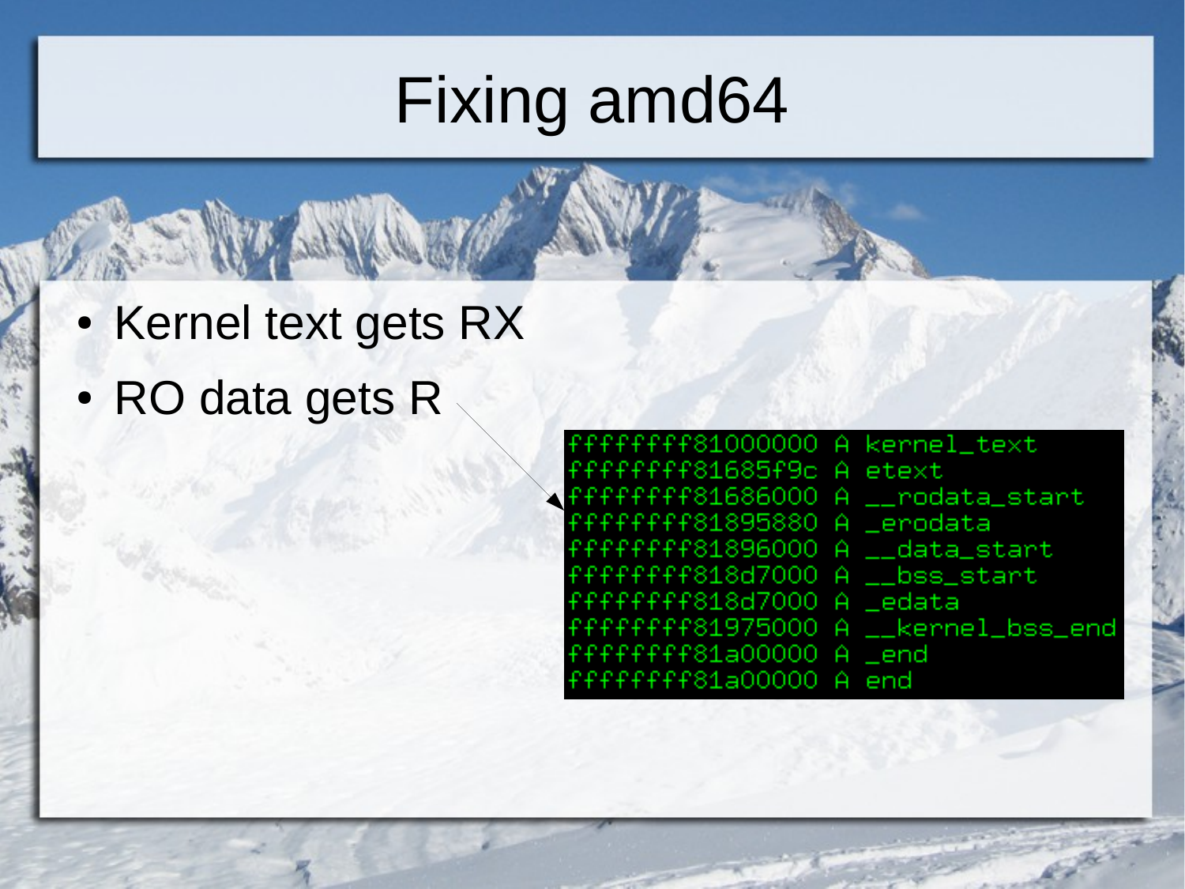# Fixing amd64

- Kernel text gets RX
- RO data gets R

```
ffffffff81000000 A kernel_text
ffffffff81685f9c A etext
ffffffff81686000 A __rodata_start
ffffffff81895880 A _erodata
ffffffff81896000 A __data_start
ffffffff818d7000 A __bss_start
ffffffff818d7000 A _edata
ffffffff81975000 A __kernel_bss_end
ffffffff81a00000 A _end
ffffffff81a00000 A end
```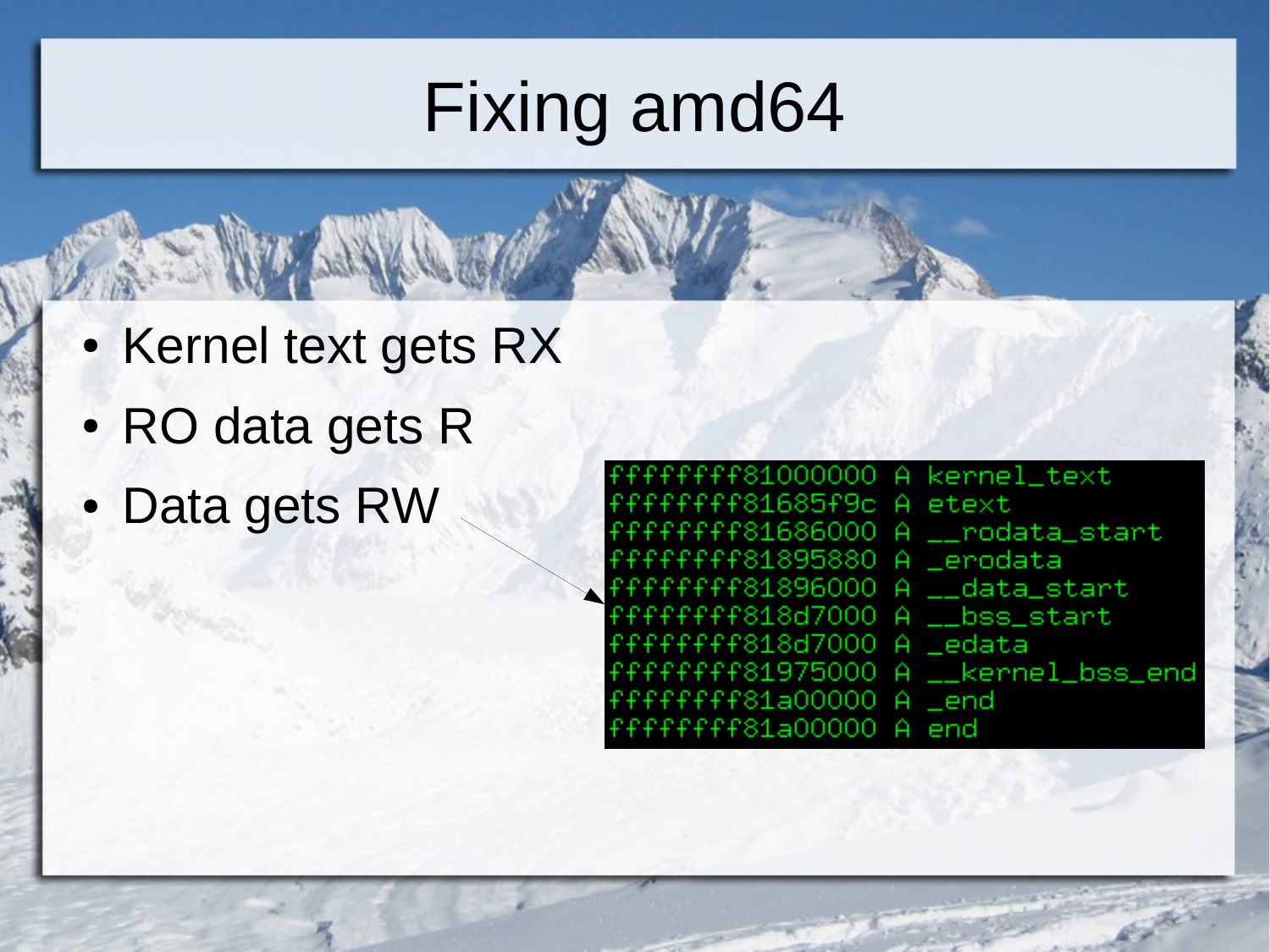# Fixing amd64

- Kernel text gets RX
- RO data gets R
- Data gets RW

```
ffffffff81000000 A kernel_text
ffffffff81685f9c A etext
ffffffff81686000 A __rodata_start
ffffffff81895880 A _erodata
ffffffff81896000 A __data_start
ffffffff818d7000 A __bss_start
ffffffff818d7000 A _edata
ffffffff81975000 A __kernel_bss_end
ffffffff81a00000 A _end
ffffffff81a00000 A end
```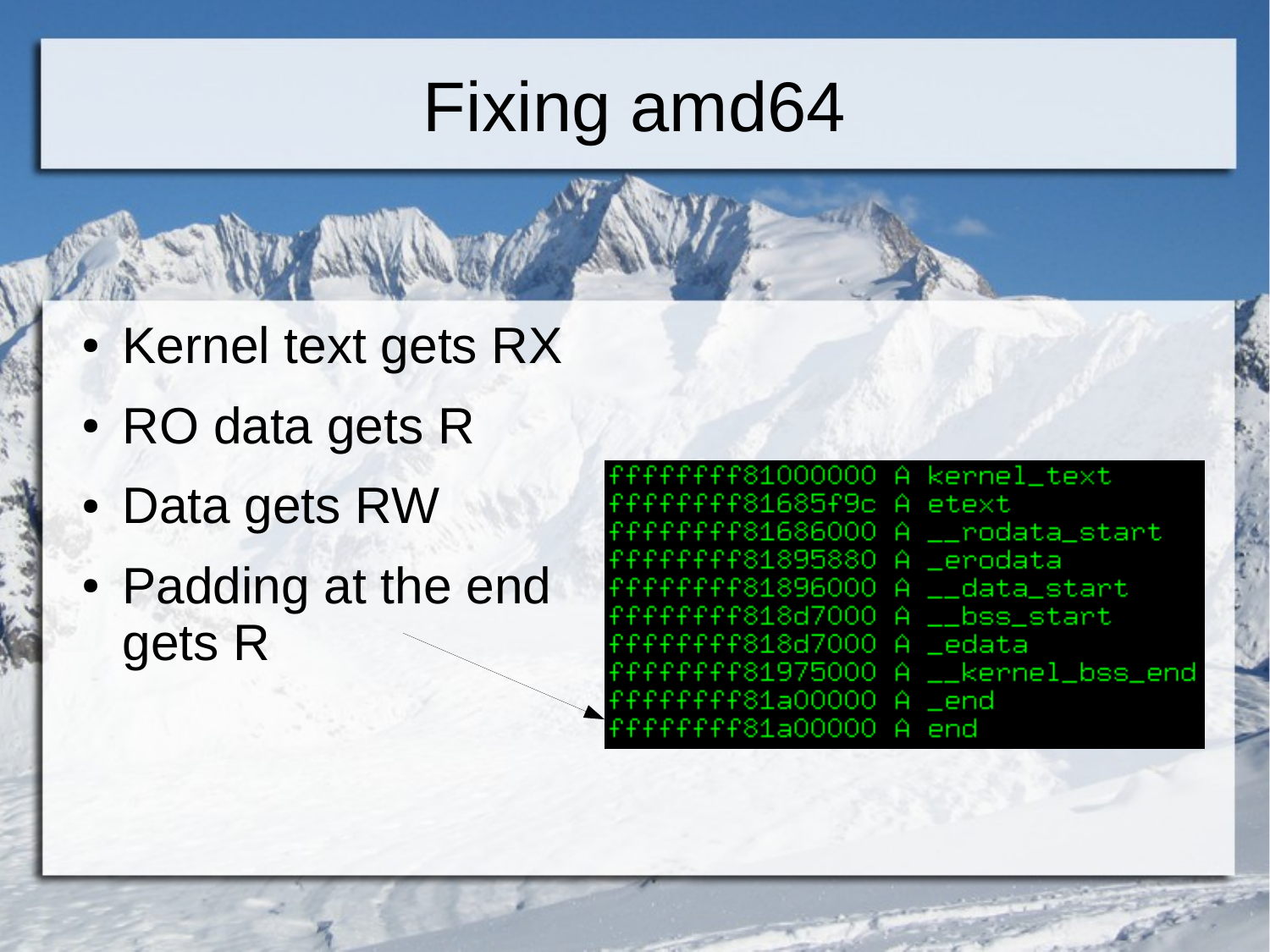# Fixing amd64

- Kernel text gets RX
- RO data gets R
- Data gets RW
- Padding at the end gets R

```
ffffffff81000000 A kernel_text
ffffffff81685f9c A etext
ffffffff81686000 A __rodata_start
ffffffff81895880 A _erodata
ffffffff81896000 A __data_start
ffffffff818d7000 A __bss_start
ffffffff818d7000 A _edata
ffffffff81975000 A __kernel_bss_end
ffffffff81a00000 A _end
ffffffff81a00000 A end
```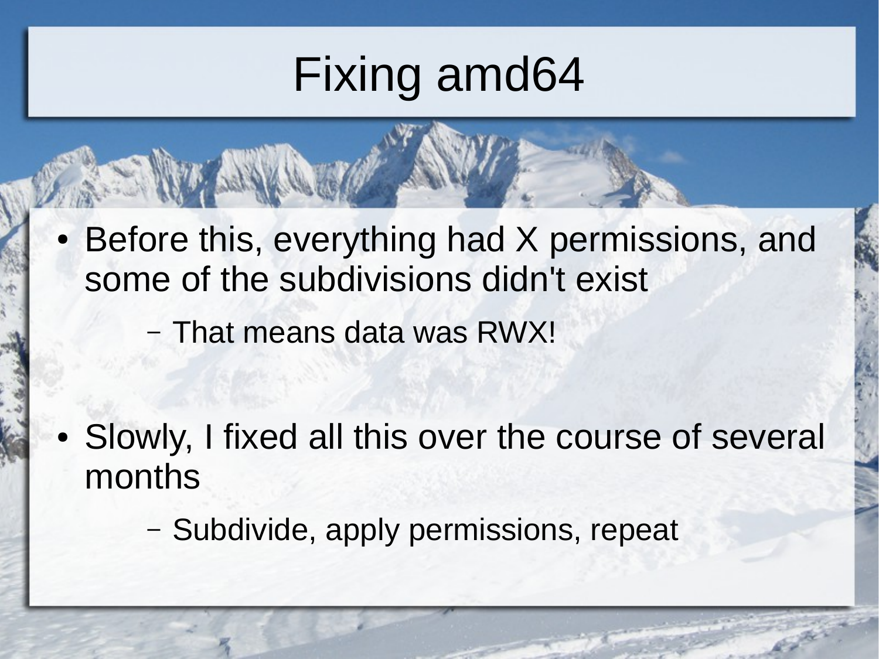# Fixing amd64

- Before this, everything had X permissions, and some of the subdivisions didn't exist
  - That means data was RWX!
- Slowly, I fixed all this over the course of several months
  - Subdivide, apply permissions, repeat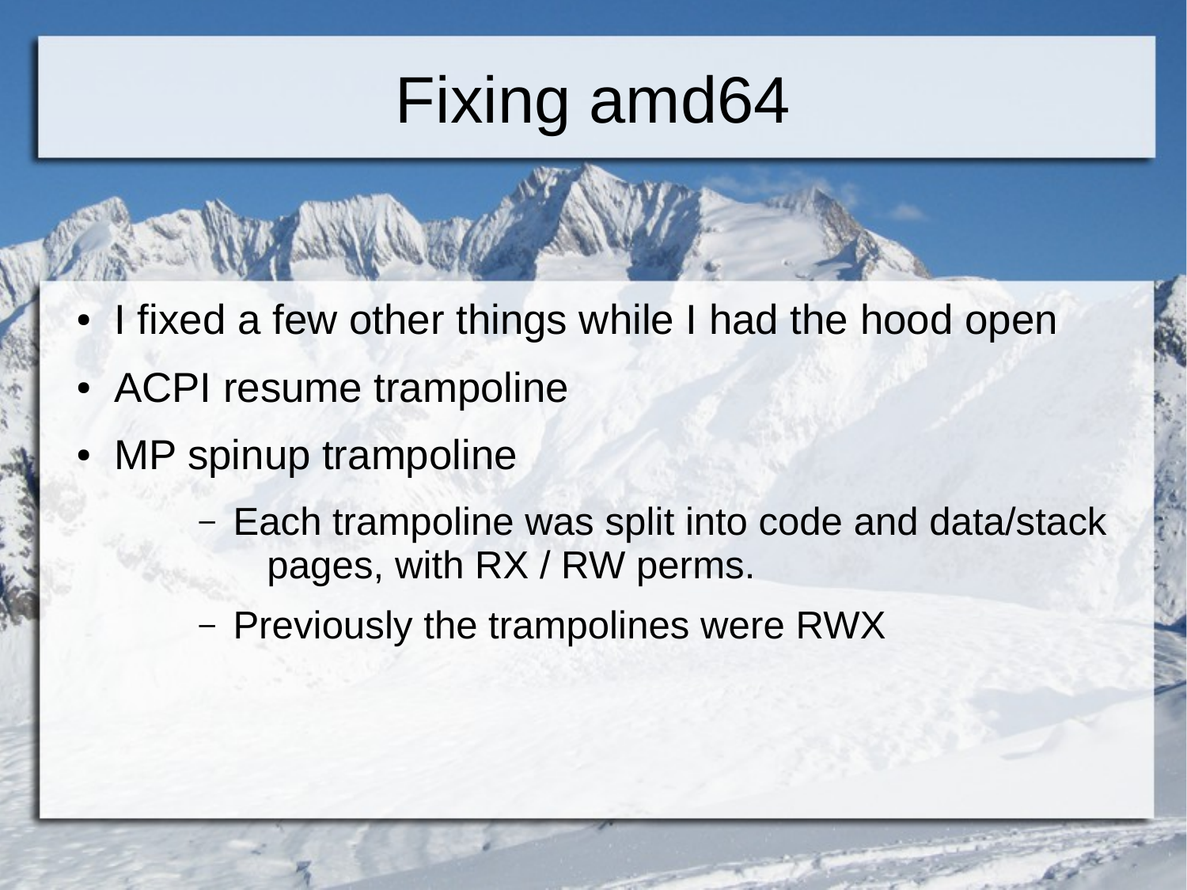# Fixing amd64

- I fixed a few other things while I had the hood open
- ACPI resume trampoline
- MP spinup trampoline
  - Each trampoline was split into code and data/stack pages, with RX / RW perms.
  - Previously the trampolines were RWX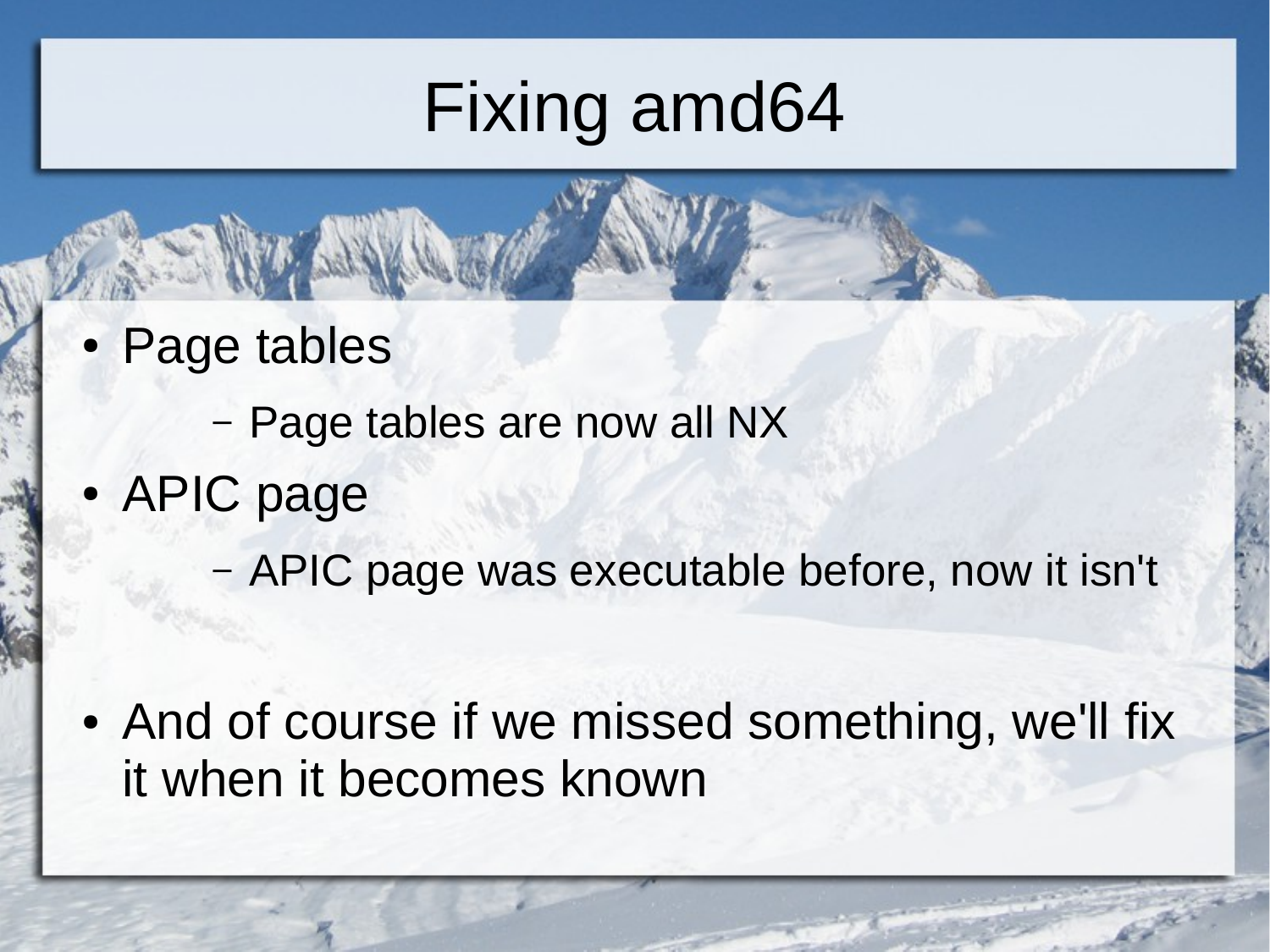# Fixing amd64

- Page tables
  - Page tables are now all NX
- APIC page
  - APIC page was executable before, now it isn't
- And of course if we missed something, we'll fix it when it becomes known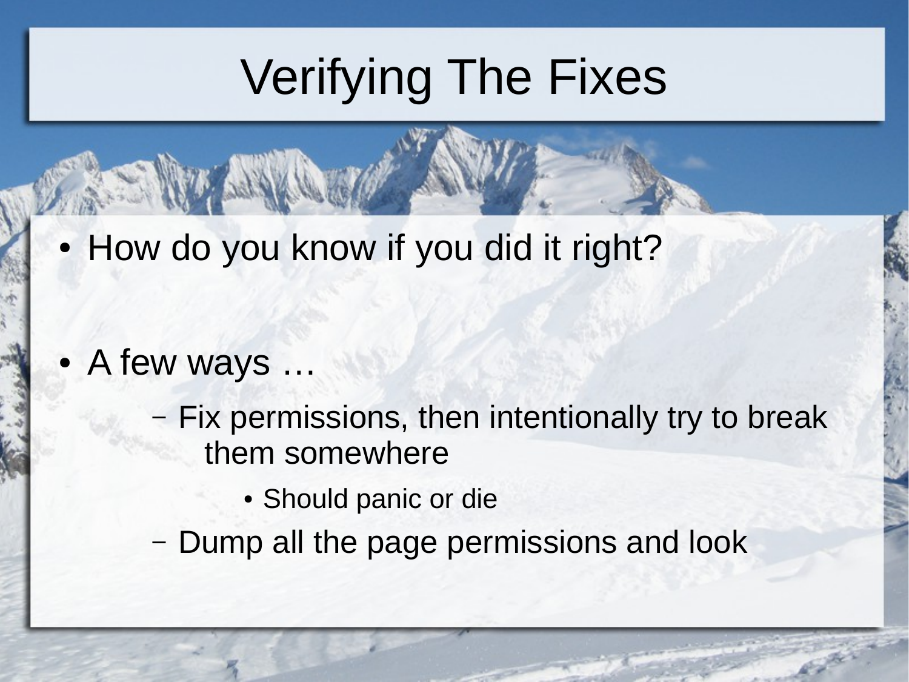# Verifying The Fixes

- How do you know if you did it right?

- A few ways …
  - Fix permissions, then intentionally try to break them somewhere
    - Should panic or die
  - Dump all the page permissions and look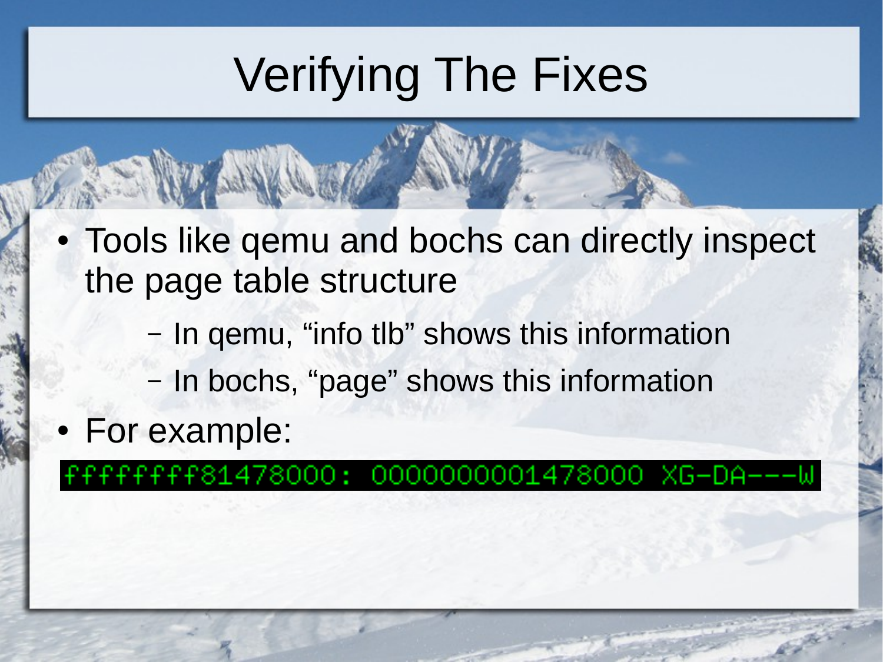# Verifying The Fixes

- Tools like qemu and bochs can directly inspect the page table structure
  - In qemu, “info tlb” shows this information
  - In bochs, “page” shows this information
- For example:

```
ffffffff81478000: 0000000001478000 XG-DA---W
```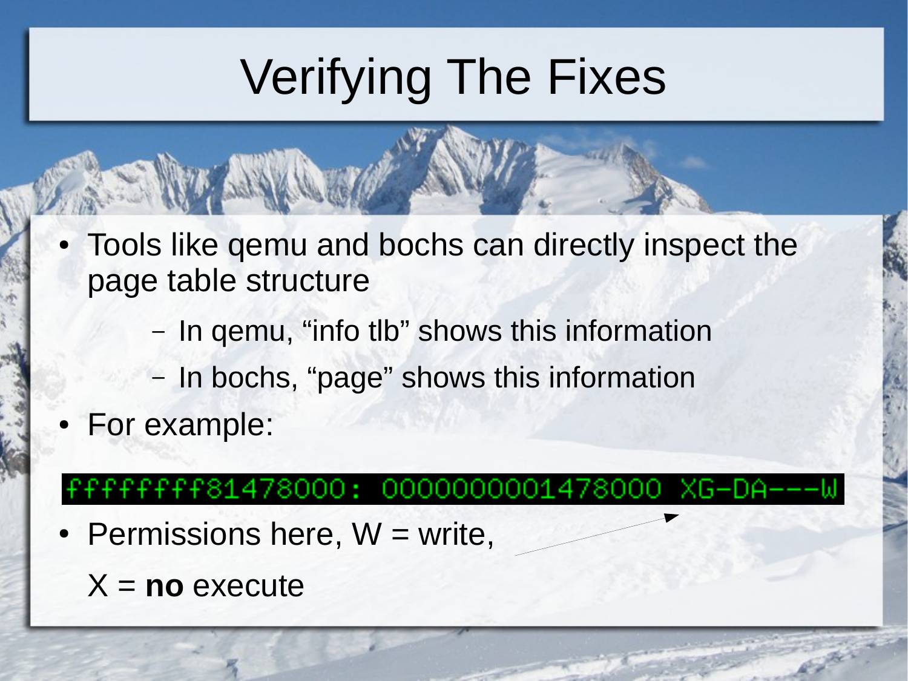# Verifying The Fixes

- Tools like qemu and bochs can directly inspect the page table structure
  - In qemu, “info tlb” shows this information
  - In bochs, “page” shows this information
- For example:

```
ffffffff81478000: 0000000001478000 XG-DA---W
```

- Permissions here, W = write,

  X = **no** execute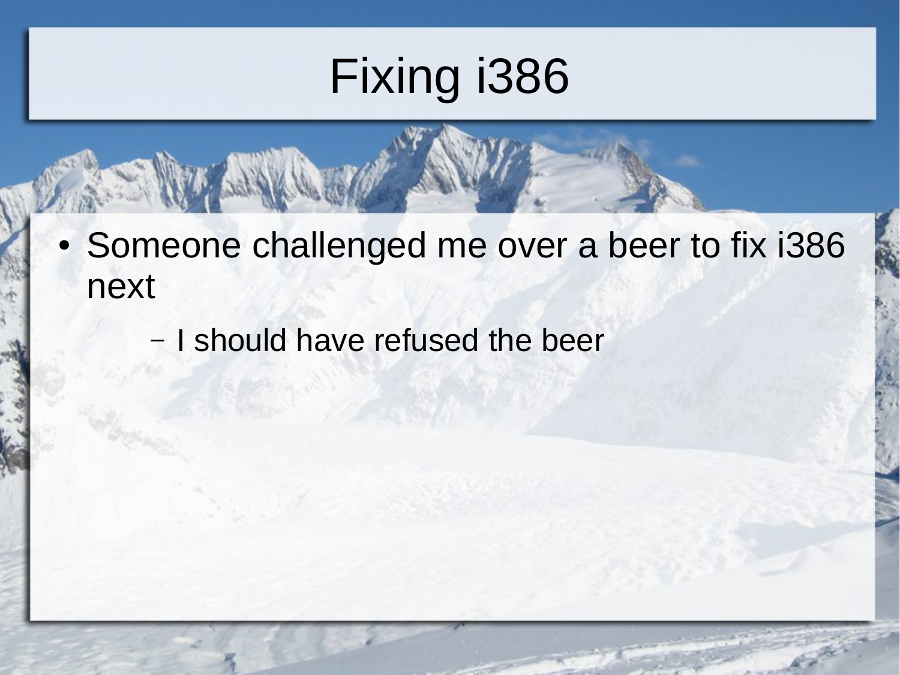# Fixing i386

- Someone challenged me over a beer to fix i386 next
  - I should have refused the beer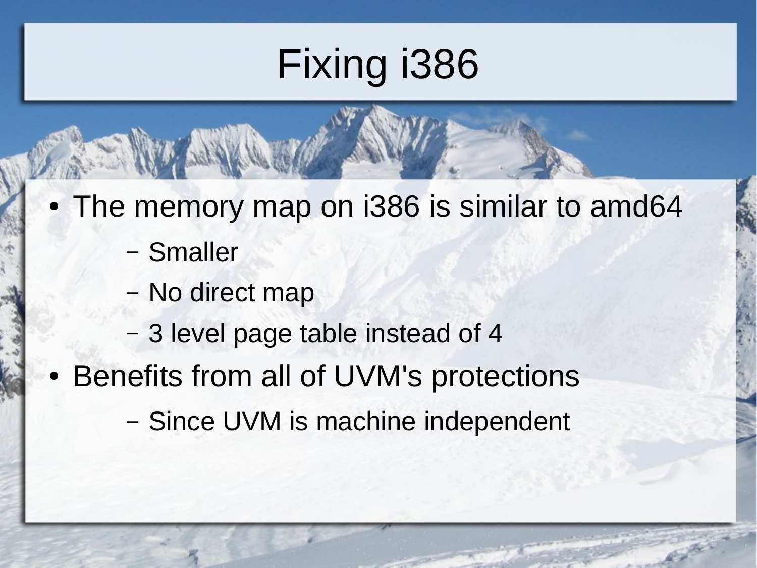# Fixing i386

- The memory map on i386 is similar to amd64
  - Smaller
  - No direct map
  - 3 level page table instead of 4
- Benefits from all of UVM's protections
  - Since UVM is machine independent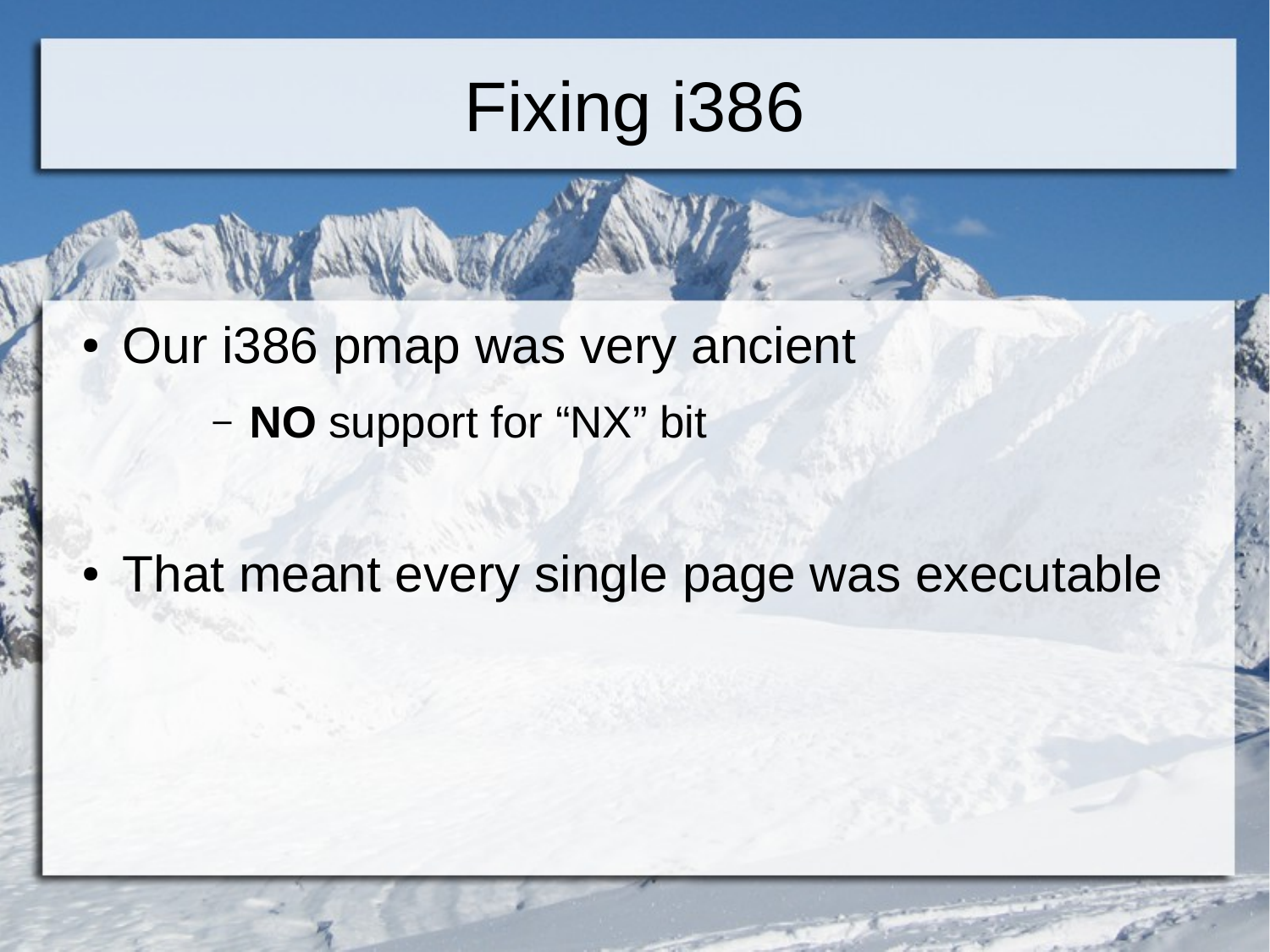# Fixing i386

- Our i386 pmap was very ancient
  - **NO** support for “NX” bit
- That meant every single page was executable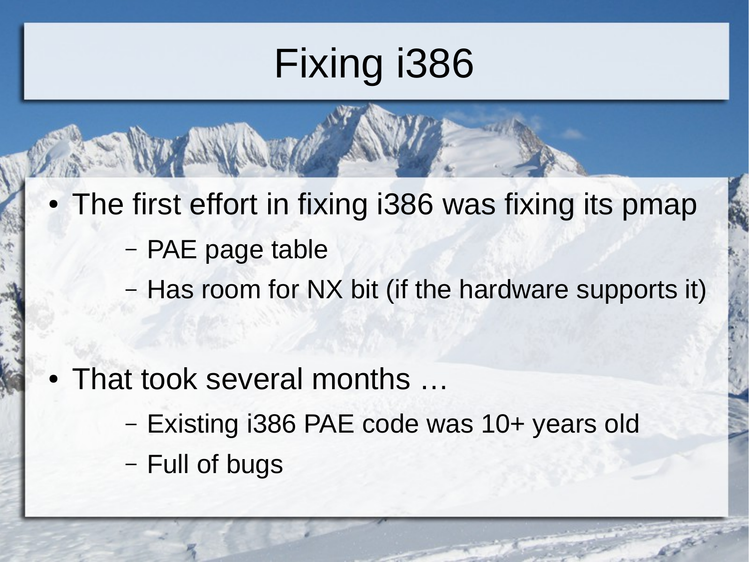# Fixing i386

- The first effort in fixing i386 was fixing its pmap
  - PAE page table
  - Has room for NX bit (if the hardware supports it)

- That took several months …
  - Existing i386 PAE code was 10+ years old
  - Full of bugs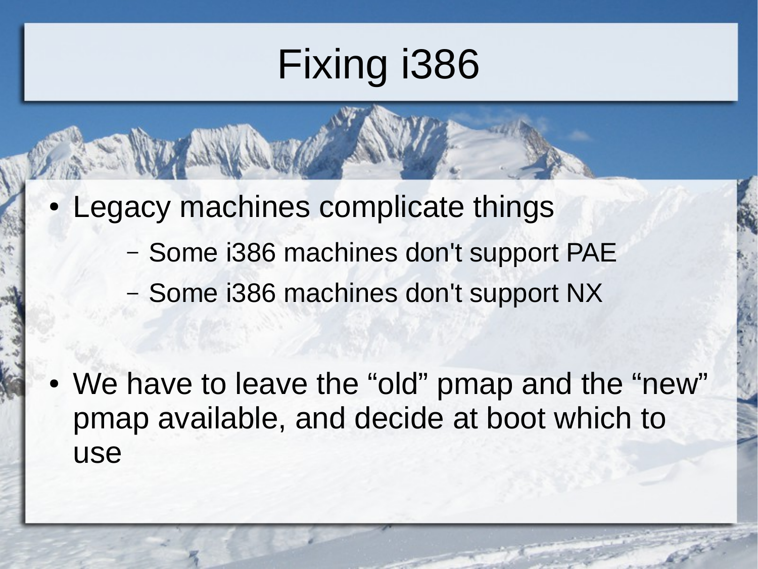# Fixing i386

- Legacy machines complicate things
  - Some i386 machines don't support PAE
  - Some i386 machines don't support NX

- We have to leave the “old” pmap and the “new” pmap available, and decide at boot which to use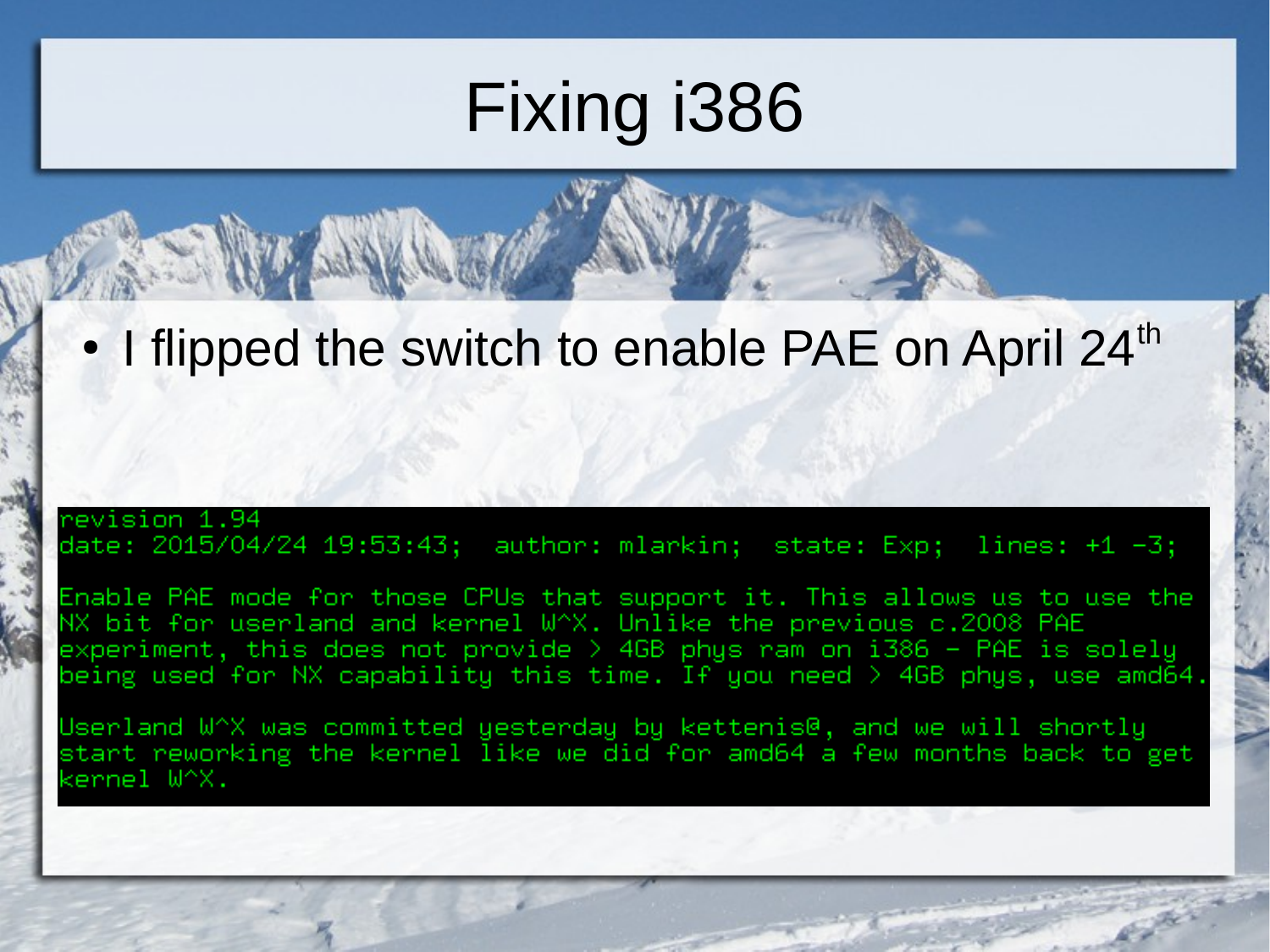# Fixing i386

- I flipped the switch to enable PAE on April 24th

```
revision 1.94
date: 2015/04/24 19:53:43;  author: mlarkin;  state: Exp;  lines: +1 -3;

Enable PAE mode for those CPUs that support it. This allows us to use the
NX bit for userland and kernel W^X. Unlike the previous c.2008 PAE
experiment, this does not provide > 4GB phys ram on i386 - PAE is solely
being used for NX capability this time. If you need > 4GB phys, use amd64.

Userland W^X was committed yesterday by kettenis@, and we will shortly
start reworking the kernel like we did for amd64 a few months back to get
kernel W^X.
```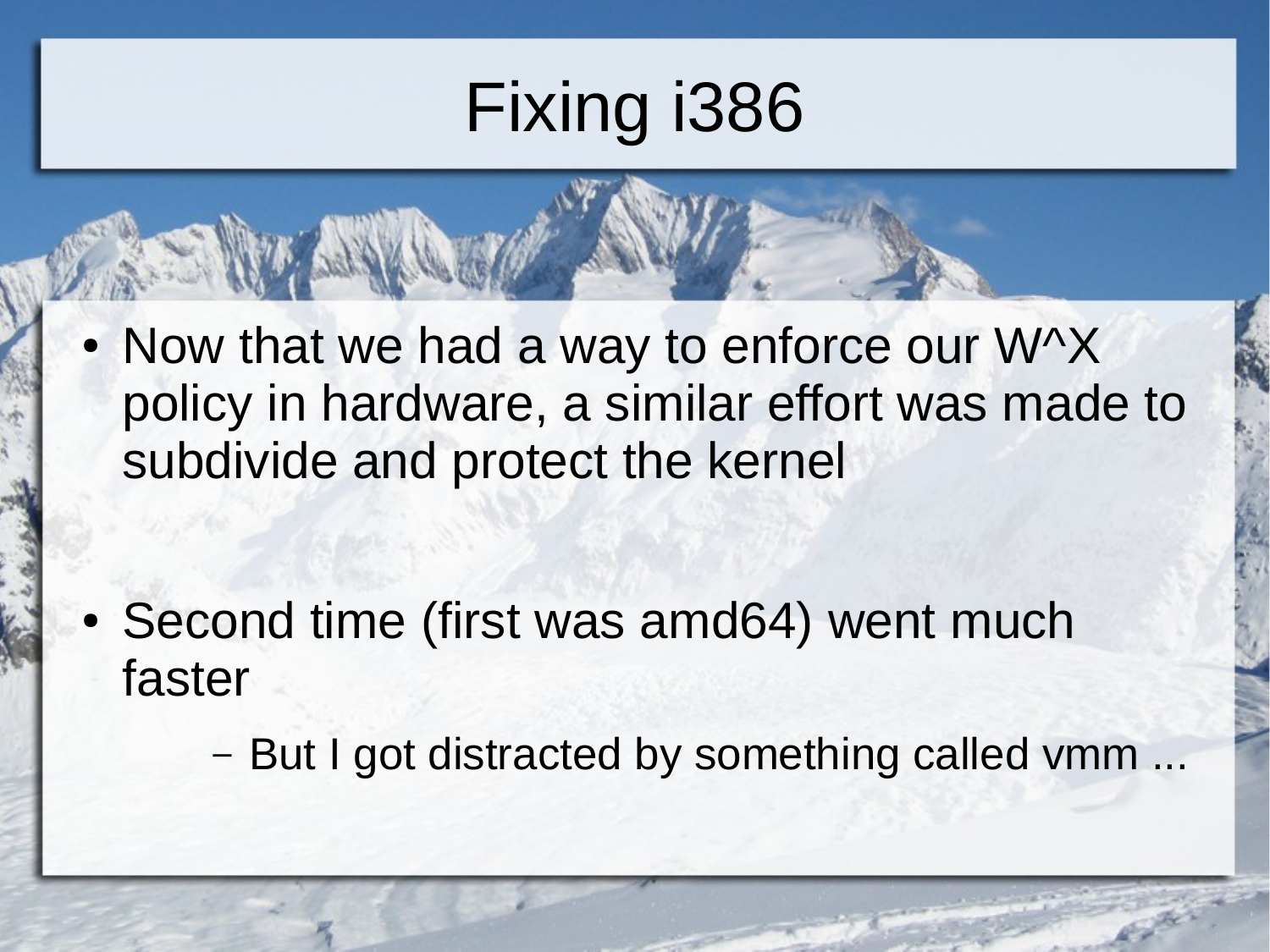# Fixing i386

- Now that we had a way to enforce our W^X policy in hardware, a similar effort was made to subdivide and protect the kernel

- Second time (first was amd64) went much faster
  - But I got distracted by something called vmm ...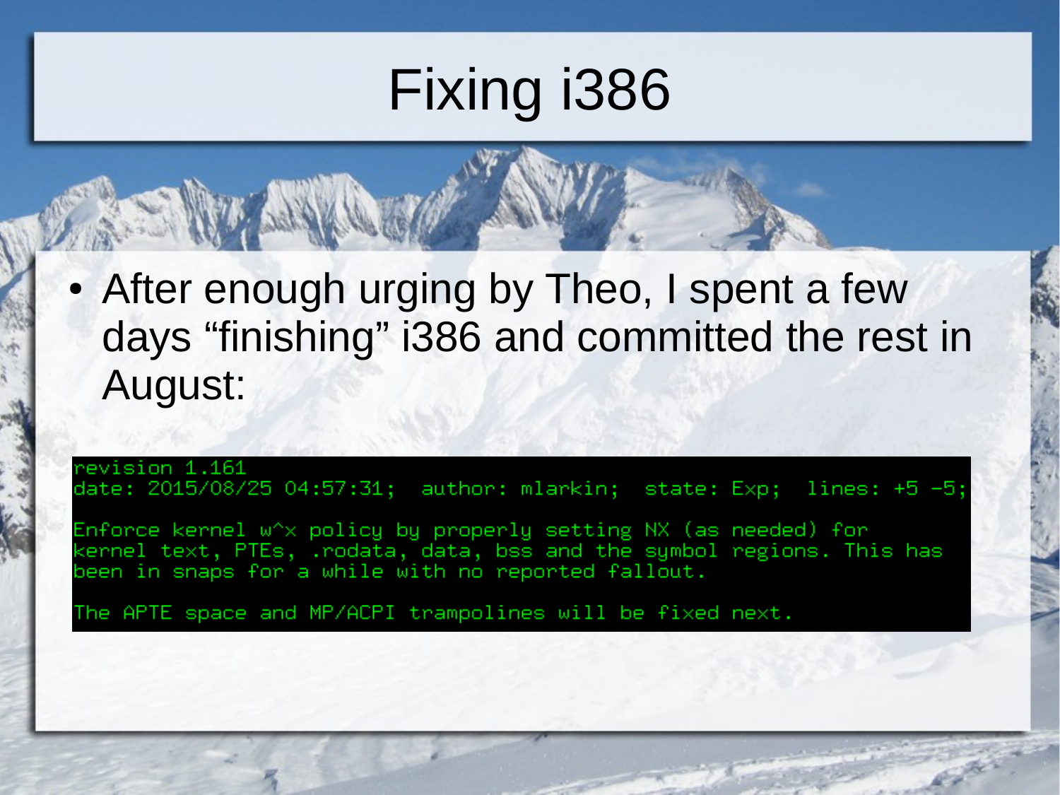# Fixing i386

- After enough urging by Theo, I spent a few days "finishing" i386 and committed the rest in August:

```
revision 1.161
date: 2015/08/25 04:57:31;  author: mlarkin;  state: Exp;  lines: +5 -5;

Enforce kernel w^x policy by properly setting NX (as needed) for
kernel text, PTEs, .rodata, data, bss and the symbol regions. This has
been in snaps for a while with no reported fallout.

The APTE space and MP/ACPI trampolines will be fixed next.
```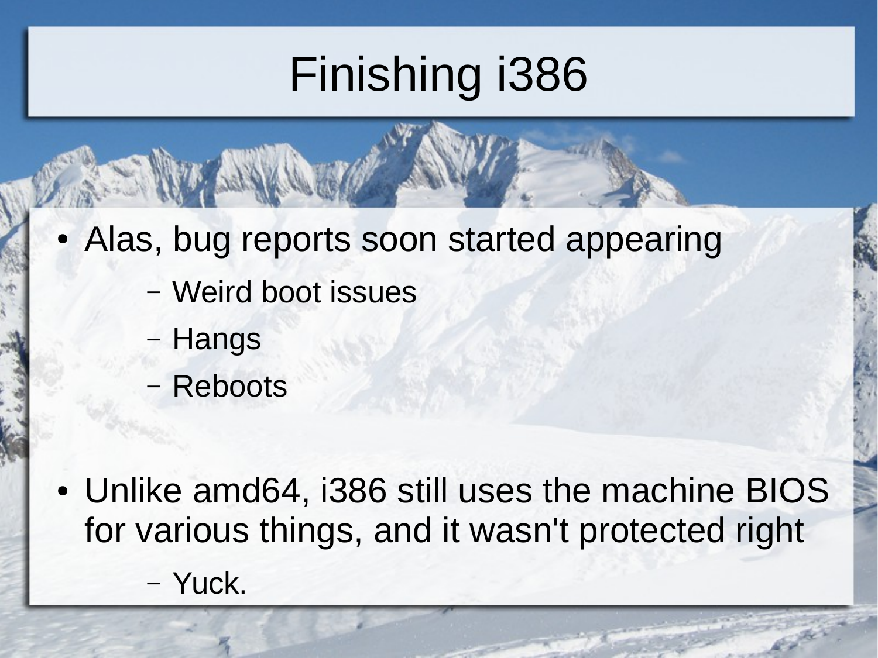# Finishing i386

- Alas, bug reports soon started appearing
  - Weird boot issues
  - Hangs
  - Reboots
- Unlike amd64, i386 still uses the machine BIOS for various things, and it wasn't protected right
  - Yuck.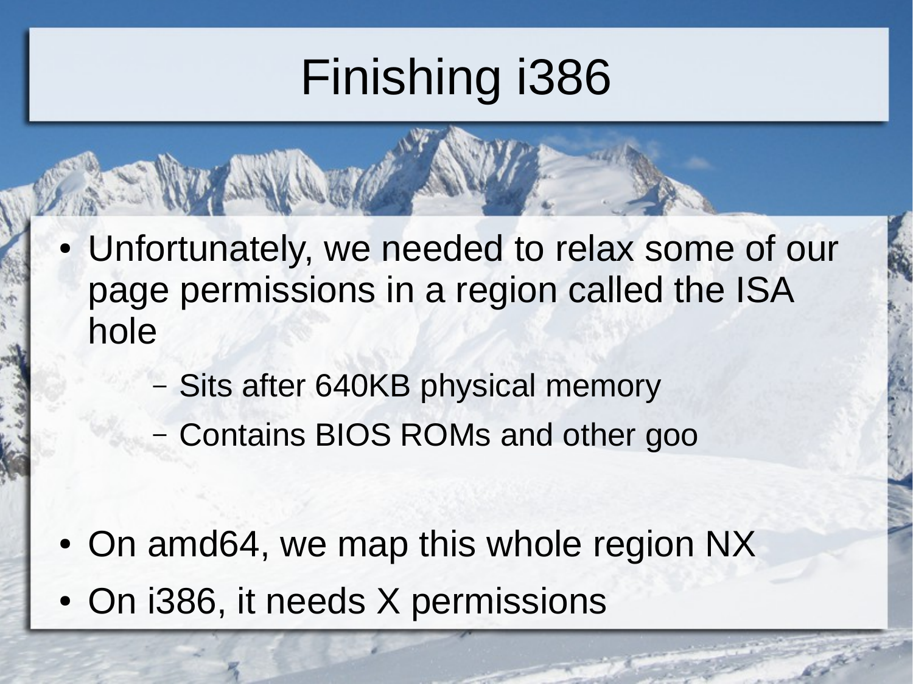# Finishing i386

- Unfortunately, we needed to relax some of our page permissions in a region called the ISA hole
  - Sits after 640KB physical memory
  - Contains BIOS ROMs and other goo
- On amd64, we map this whole region NX
- On i386, it needs X permissions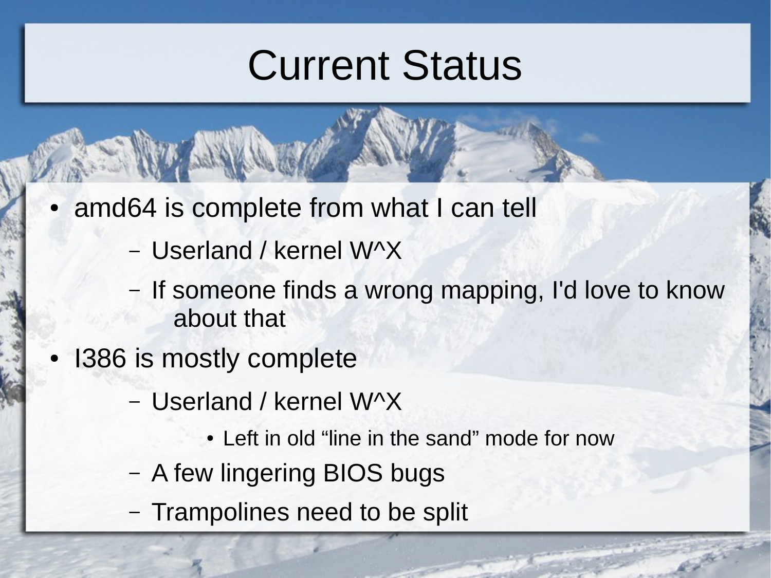# Current Status

- amd64 is complete from what I can tell
  - Userland / kernel W^X
  - If someone finds a wrong mapping, I'd love to know about that
- I386 is mostly complete
  - Userland / kernel W^X
    - Left in old “line in the sand” mode for now
  - A few lingering BIOS bugs
  - Trampolines need to be split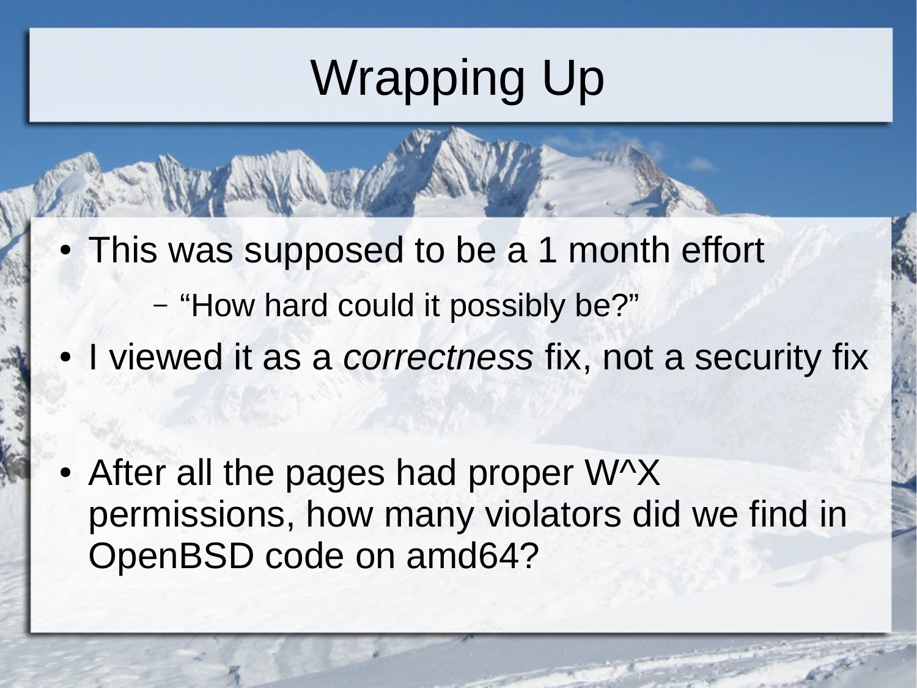# Wrapping Up

- This was supposed to be a 1 month effort
  - "How hard could it possibly be?"
- I viewed it as a *correctness* fix, not a security fix
- After all the pages had proper W^X permissions, how many violators did we find in OpenBSD code on amd64?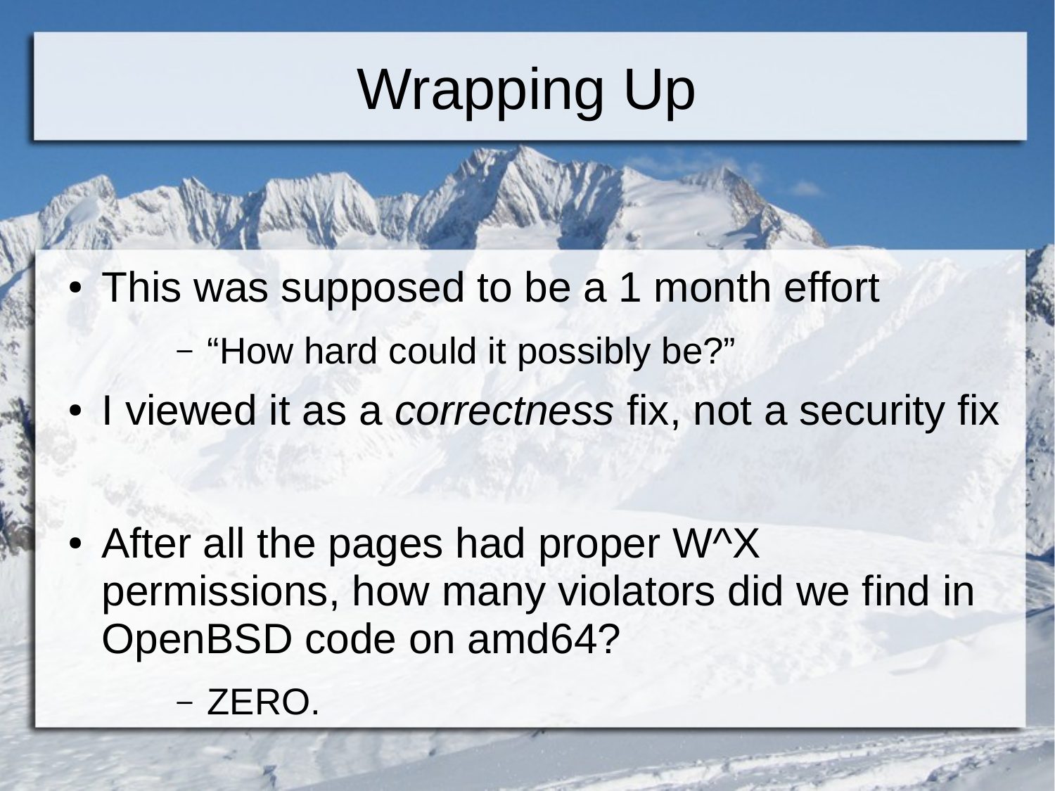# Wrapping Up

- This was supposed to be a 1 month effort
  - "How hard could it possibly be?"
- I viewed it as a *correctness* fix, not a security fix

- After all the pages had proper W^X permissions, how many violators did we find in OpenBSD code on amd64?
  - ZERO.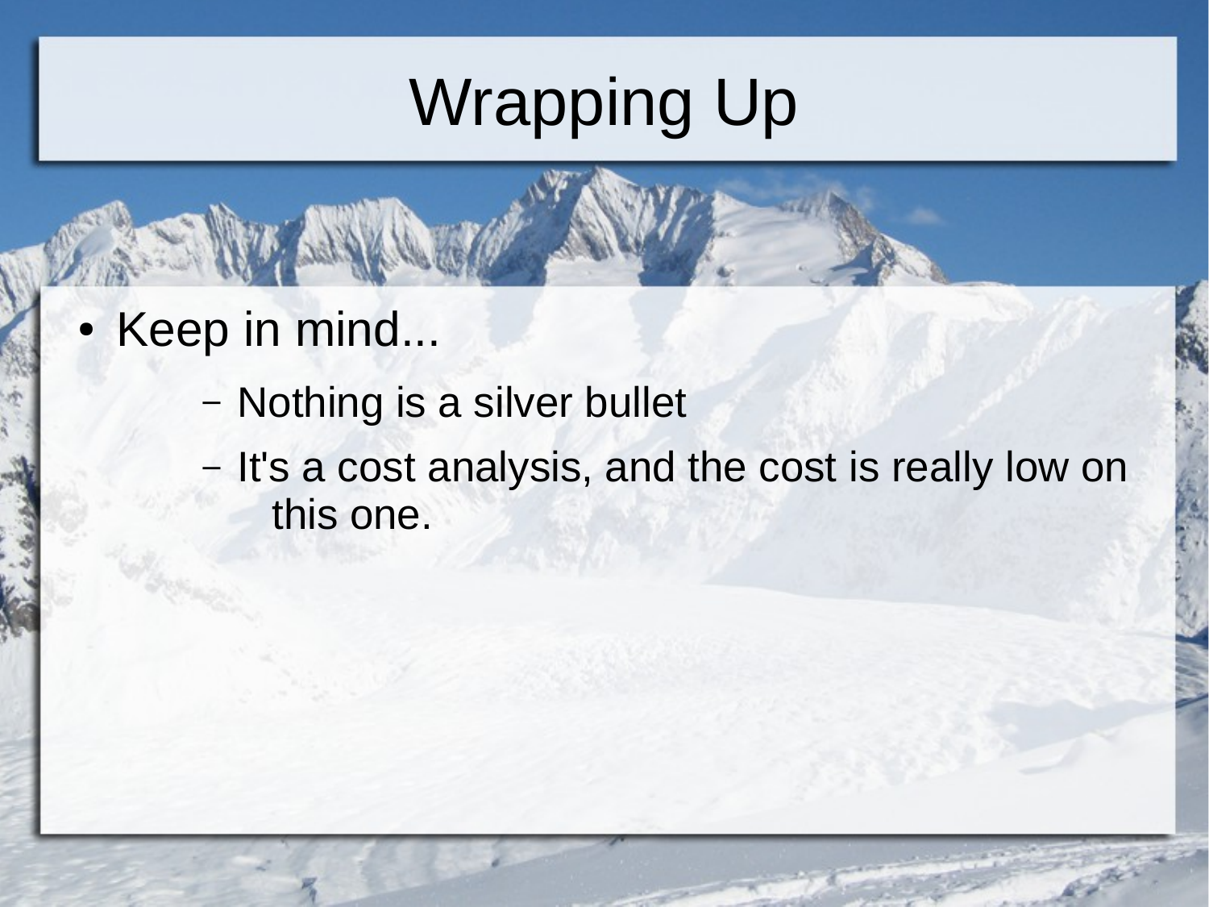# Wrapping Up

- Keep in mind...
  - Nothing is a silver bullet
  - It's a cost analysis, and the cost is really low on this one.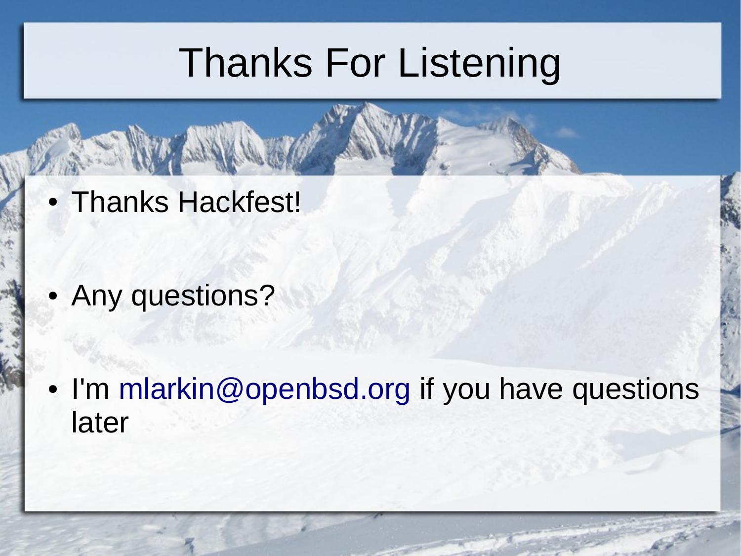# Thanks For Listening

- Thanks Hackfest!
- Any questions?
- I'm mlarkin@openbsd.org if you have questions later